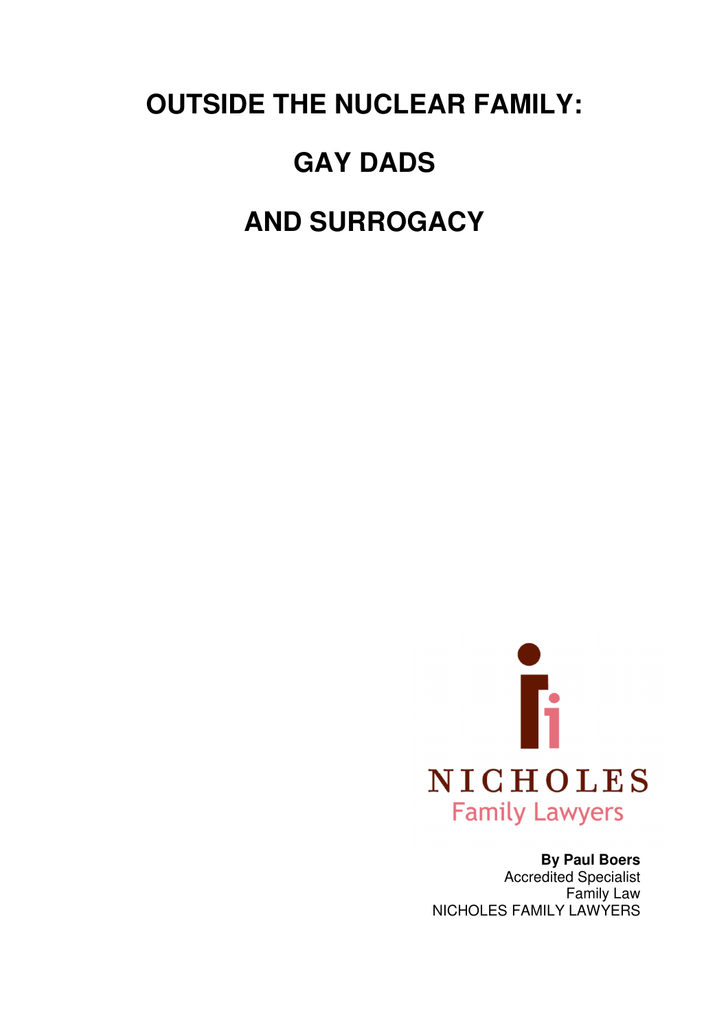# OUTSIDE THE NUCLEAR FAMILY:

# GAY DADS

# AND SURROGACY

NICHOLES
Family Lawyers

**By Paul Boers**
Accredited Specialist
Family Law
NICHOLES FAMILY LAWYERS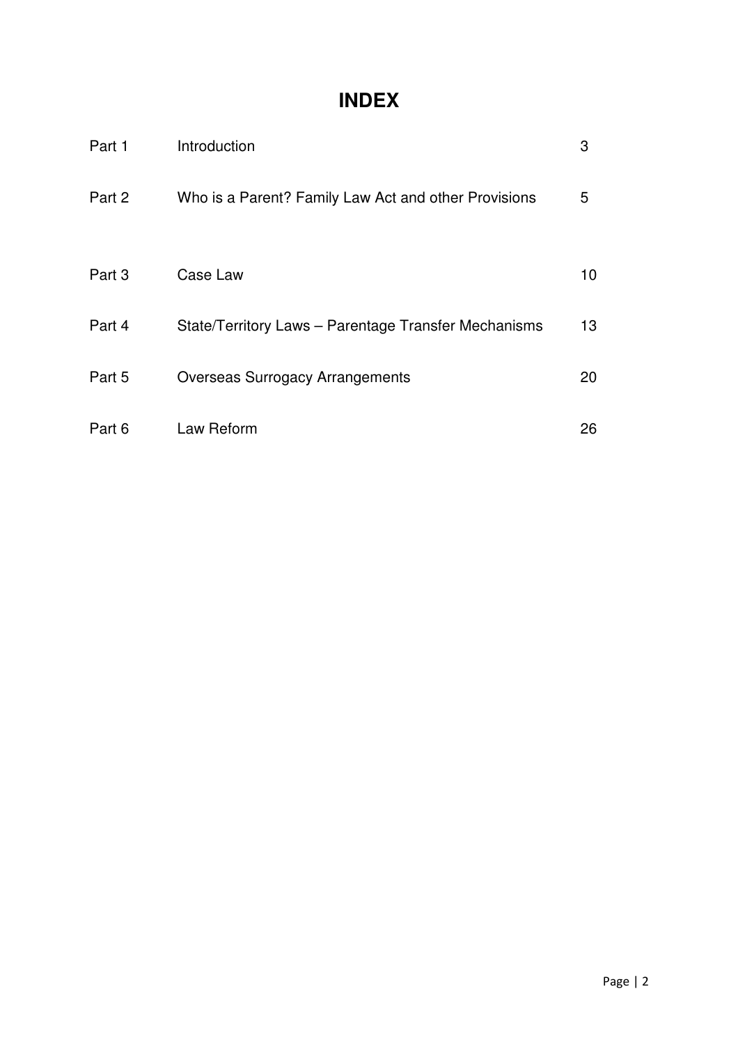# INDEX

| | | |
|---|---|---|
| Part 1 | Introduction | 3 |
| Part 2 | Who is a Parent? Family Law Act and other Provisions | 5 |
| Part 3 | Case Law | 10 |
| Part 4 | State/Territory Laws – Parentage Transfer Mechanisms | 13 |
| Part 5 | Overseas Surrogacy Arrangements | 20 |
| Part 6 | Law Reform | 26 |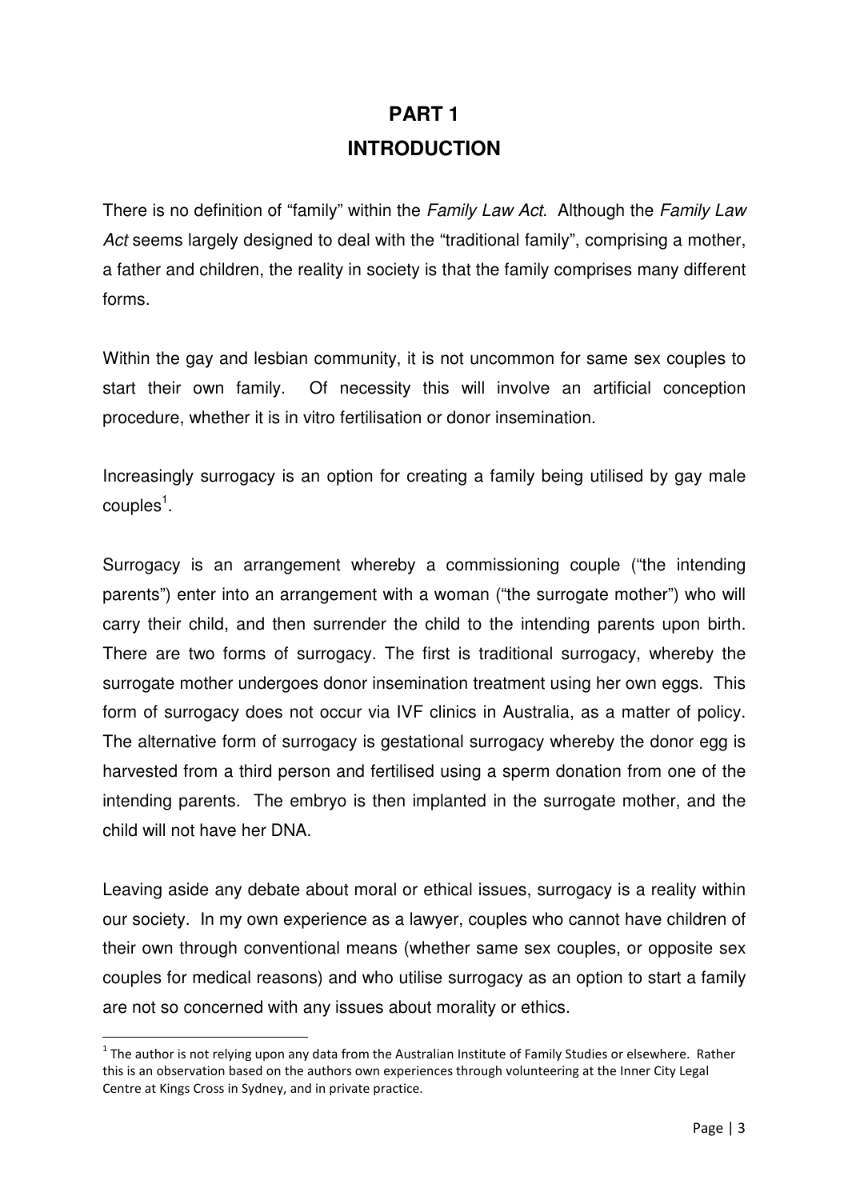# PART 1
# INTRODUCTION

There is no definition of "family" within the *Family Law Act*. Although the *Family Law Act* seems largely designed to deal with the "traditional family", comprising a mother, a father and children, the reality in society is that the family comprises many different forms.

Within the gay and lesbian community, it is not uncommon for same sex couples to start their own family. Of necessity this will involve an artificial conception procedure, whether it is in vitro fertilisation or donor insemination.

Increasingly surrogacy is an option for creating a family being utilised by gay male couples[1].

Surrogacy is an arrangement whereby a commissioning couple ("the intending parents") enter into an arrangement with a woman ("the surrogate mother") who will carry their child, and then surrender the child to the intending parents upon birth. There are two forms of surrogacy. The first is traditional surrogacy, whereby the surrogate mother undergoes donor insemination treatment using her own eggs. This form of surrogacy does not occur via IVF clinics in Australia, as a matter of policy. The alternative form of surrogacy is gestational surrogacy whereby the donor egg is harvested from a third person and fertilised using a sperm donation from one of the intending parents. The embryo is then implanted in the surrogate mother, and the child will not have her DNA.

Leaving aside any debate about moral or ethical issues, surrogacy is a reality within our society. In my own experience as a lawyer, couples who cannot have children of their own through conventional means (whether same sex couples, or opposite sex couples for medical reasons) and who utilise surrogacy as an option to start a family are not so concerned with any issues about morality or ethics.

---

[1] The author is not relying upon any data from the Australian Institute of Family Studies or elsewhere. Rather this is an observation based on the authors own experiences through volunteering at the Inner City Legal Centre at Kings Cross in Sydney, and in private practice.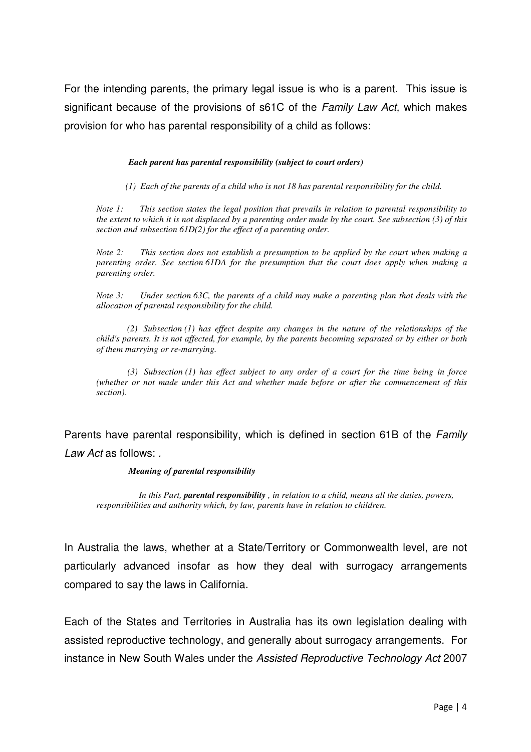For the intending parents, the primary legal issue is who is a parent. This issue is significant because of the provisions of s61C of the *Family Law Act,* which makes provision for who has parental responsibility of a child as follows:

> ***Each parent has parental responsibility (subject to court orders)***
>
> *(1) Each of the parents of a child who is not 18 has parental responsibility for the child.*
>
> *Note 1: This section states the legal position that prevails in relation to parental responsibility to the extent to which it is not displaced by a parenting order made by the court. See subsection (3) of this section and subsection 61D(2) for the effect of a parenting order.*
>
> *Note 2: This section does not establish a presumption to be applied by the court when making a parenting order. See section 61DA for the presumption that the court does apply when making a parenting order.*
>
> *Note 3: Under section 63C, the parents of a child may make a parenting plan that deals with the allocation of parental responsibility for the child.*
>
> *(2) Subsection (1) has effect despite any changes in the nature of the relationships of the child's parents. It is not affected, for example, by the parents becoming separated or by either or both of them marrying or re-marrying.*
>
> *(3) Subsection (1) has effect subject to any order of a court for the time being in force (whether or not made under this Act and whether made before or after the commencement of this section).*

Parents have parental responsibility, which is defined in section 61B of the *Family Law Act* as follows: .

> ***Meaning of parental responsibility***
>
> *In this Part,* ***parental responsibility*** *, in relation to a child, means all the duties, powers, responsibilities and authority which, by law, parents have in relation to children.*

In Australia the laws, whether at a State/Territory or Commonwealth level, are not particularly advanced insofar as how they deal with surrogacy arrangements compared to say the laws in California.

Each of the States and Territories in Australia has its own legislation dealing with assisted reproductive technology, and generally about surrogacy arrangements. For instance in New South Wales under the *Assisted Reproductive Technology Act* 2007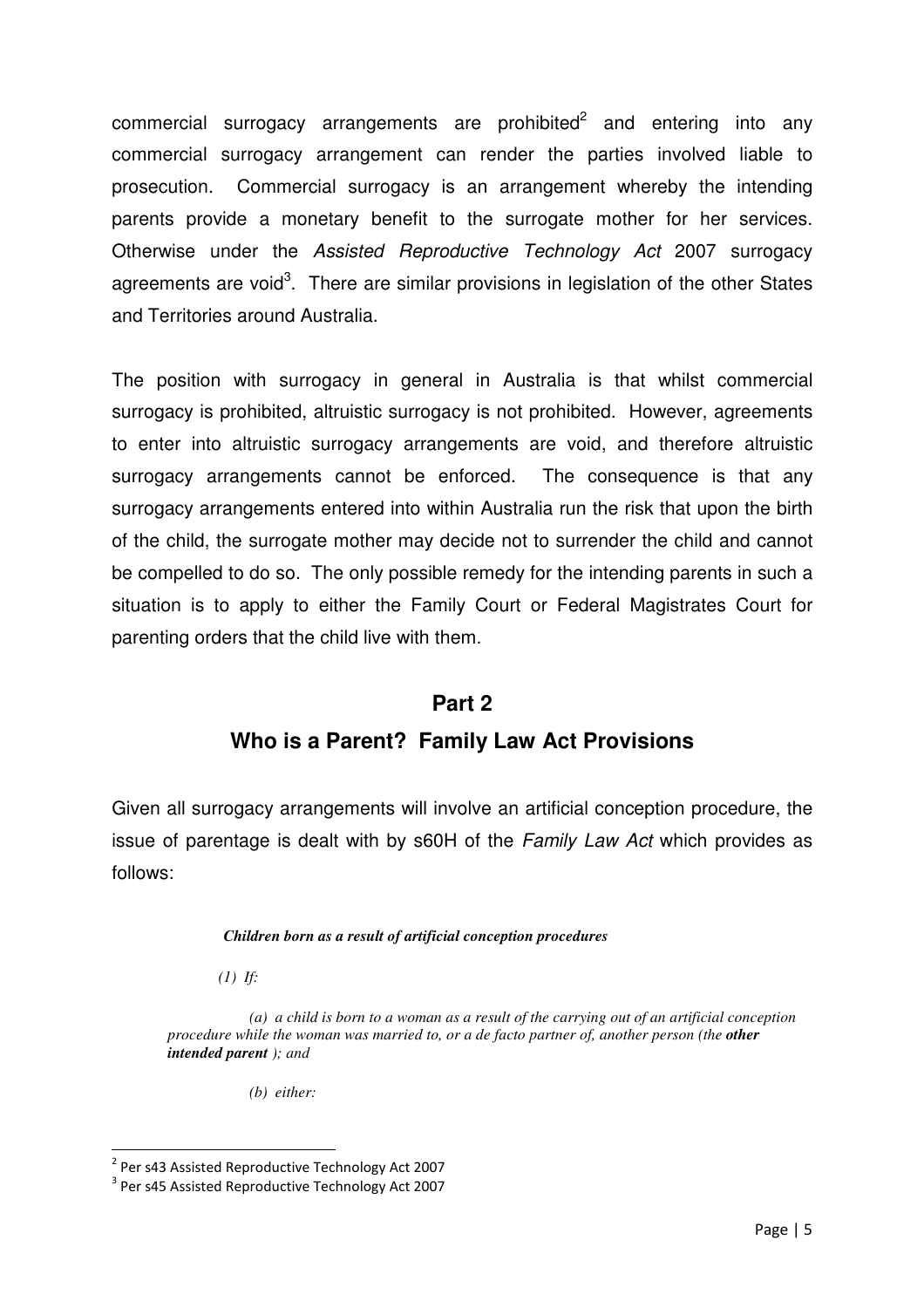commercial surrogacy arrangements are prohibited[2] and entering into any commercial surrogacy arrangement can render the parties involved liable to prosecution. Commercial surrogacy is an arrangement whereby the intending parents provide a monetary benefit to the surrogate mother for her services. Otherwise under the *Assisted Reproductive Technology Act* 2007 surrogacy agreements are void[3]. There are similar provisions in legislation of the other States and Territories around Australia.

The position with surrogacy in general in Australia is that whilst commercial surrogacy is prohibited, altruistic surrogacy is not prohibited. However, agreements to enter into altruistic surrogacy arrangements are void, and therefore altruistic surrogacy arrangements cannot be enforced. The consequence is that any surrogacy arrangements entered into within Australia run the risk that upon the birth of the child, the surrogate mother may decide not to surrender the child and cannot be compelled to do so. The only possible remedy for the intending parents in such a situation is to apply to either the Family Court or Federal Magistrates Court for parenting orders that the child live with them.

## Part 2

## Who is a Parent? Family Law Act Provisions

Given all surrogacy arrangements will involve an artificial conception procedure, the issue of parentage is dealt with by s60H of the *Family Law Act* which provides as follows:

***Children born as a result of artificial conception procedures***

*(1) If:*

*(a) a child is born to a woman as a result of the carrying out of an artificial conception procedure while the woman was married to, or a de facto partner of, another person (the **other intended parent** ); and*

*(b) either:*

---

[2] Per s43 Assisted Reproductive Technology Act 2007

[3] Per s45 Assisted Reproductive Technology Act 2007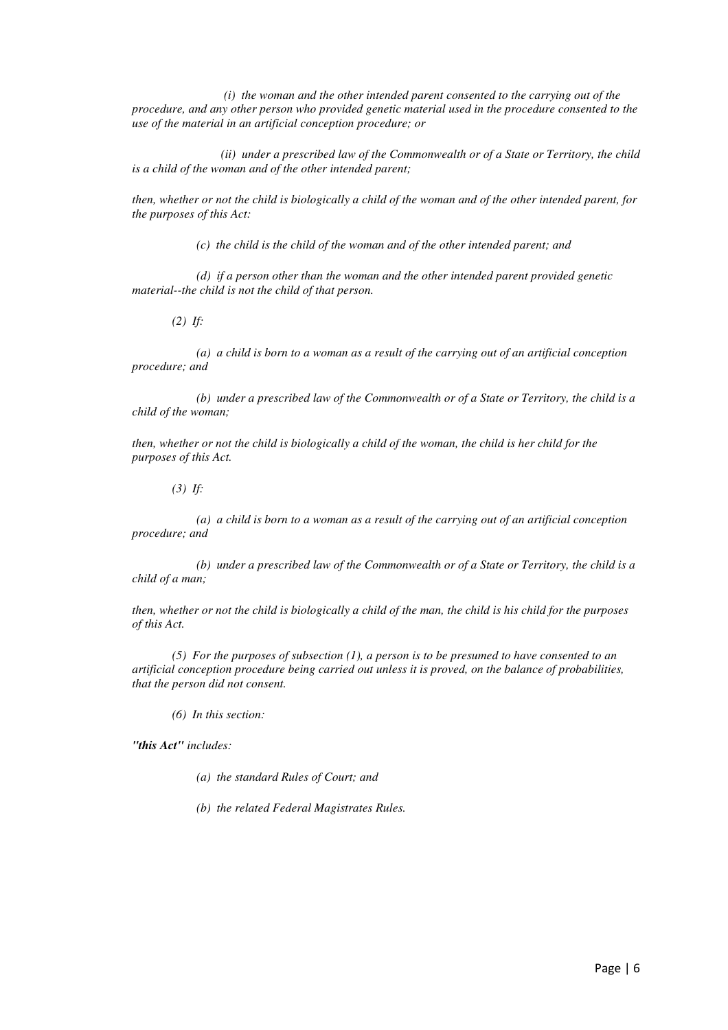*(i) the woman and the other intended parent consented to the carrying out of the procedure, and any other person who provided genetic material used in the procedure consented to the use of the material in an artificial conception procedure; or*

*(ii) under a prescribed law of the Commonwealth or of a State or Territory, the child is a child of the woman and of the other intended parent;*

*then, whether or not the child is biologically a child of the woman and of the other intended parent, for the purposes of this Act:*

*(c) the child is the child of the woman and of the other intended parent; and*

*(d) if a person other than the woman and the other intended parent provided genetic material--the child is not the child of that person.*

*(2) If:*

*(a) a child is born to a woman as a result of the carrying out of an artificial conception procedure; and*

*(b) under a prescribed law of the Commonwealth or of a State or Territory, the child is a child of the woman;*

*then, whether or not the child is biologically a child of the woman, the child is her child for the purposes of this Act.*

*(3) If:*

*(a) a child is born to a woman as a result of the carrying out of an artificial conception procedure; and*

*(b) under a prescribed law of the Commonwealth or of a State or Territory, the child is a child of a man;*

*then, whether or not the child is biologically a child of the man, the child is his child for the purposes of this Act.*

*(5) For the purposes of subsection (1), a person is to be presumed to have consented to an artificial conception procedure being carried out unless it is proved, on the balance of probabilities, that the person did not consent.*

*(6) In this section:*

***"this Act"*** *includes:*

*(a) the standard Rules of Court; and*

*(b) the related Federal Magistrates Rules.*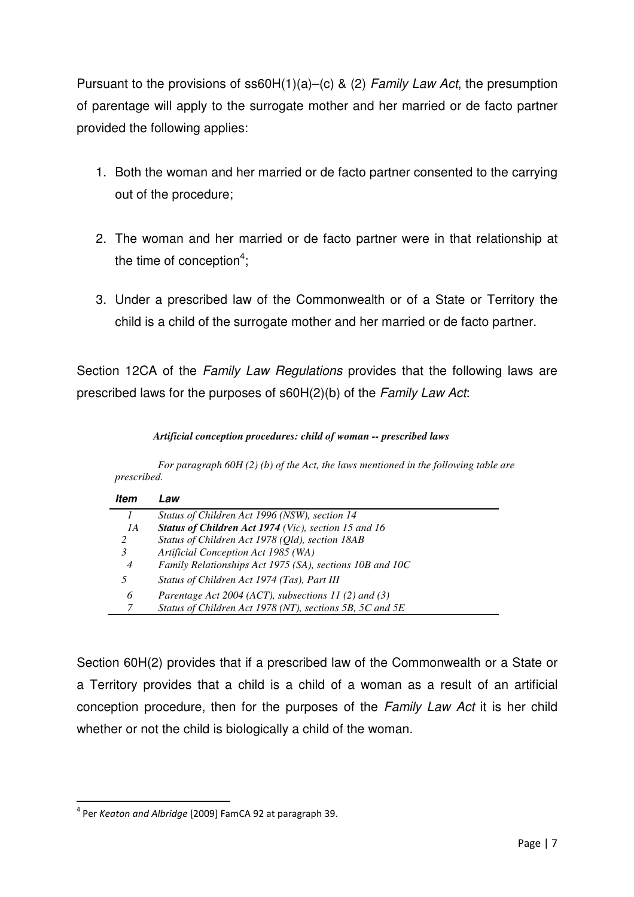Pursuant to the provisions of ss60H(1)(a)–(c) & (2) *Family Law Act*, the presumption of parentage will apply to the surrogate mother and her married or de facto partner provided the following applies:

1. Both the woman and her married or de facto partner consented to the carrying out of the procedure;

2. The woman and her married or de facto partner were in that relationship at the time of conception[4];

3. Under a prescribed law of the Commonwealth or of a State or Territory the child is a child of the surrogate mother and her married or de facto partner.

Section 12CA of the *Family Law Regulations* provides that the following laws are prescribed laws for the purposes of s60H(2)(b) of the *Family Law Act*:

***Artificial conception procedures: child of woman -- prescribed laws***

*For paragraph 60H (2) (b) of the Act, the laws mentioned in the following table are prescribed.*

| *Item* | *Law* |
|---|---|
| *1* | *Status of Children Act 1996 (NSW), section 14* |
| *1A* | ***Status of Children Act 1974*** *(Vic), section 15 and 16* |
| *2* | *Status of Children Act 1978 (Qld), section 18AB* |
| *3* | *Artificial Conception Act 1985 (WA)* |
| *4* | *Family Relationships Act 1975 (SA), sections 10B and 10C* |
| *5* | *Status of Children Act 1974 (Tas), Part III* |
| *6* | *Parentage Act 2004 (ACT), subsections 11 (2) and (3)* |
| *7* | *Status of Children Act 1978 (NT), sections 5B, 5C and 5E* |

Section 60H(2) provides that if a prescribed law of the Commonwealth or a State or a Territory provides that a child is a child of a woman as a result of an artificial conception procedure, then for the purposes of the *Family Law Act* it is her child whether or not the child is biologically a child of the woman.

---

[4] Per *Keaton and Albridge* [2009] FamCA 92 at paragraph 39.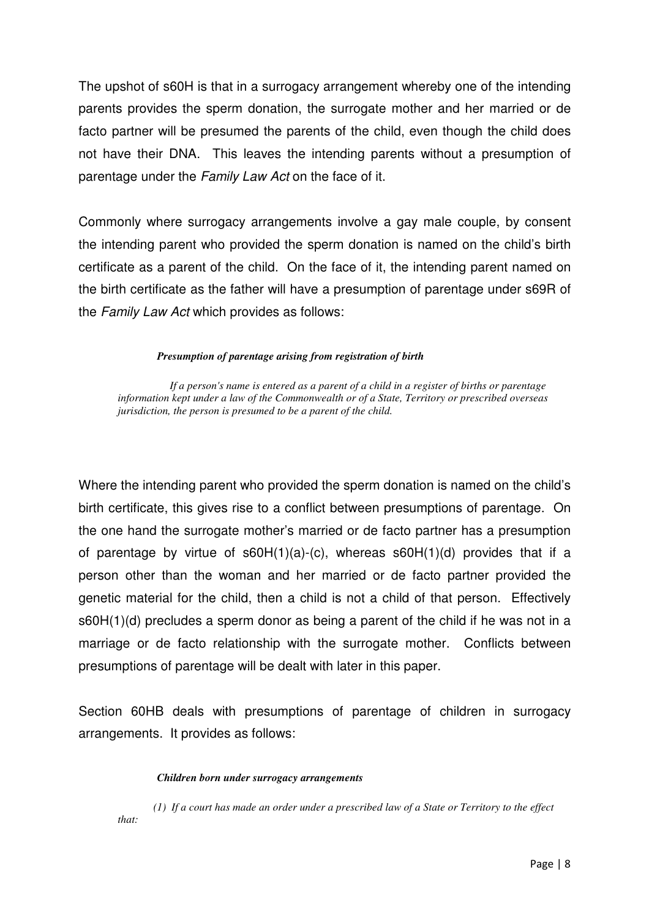The upshot of s60H is that in a surrogacy arrangement whereby one of the intending parents provides the sperm donation, the surrogate mother and her married or de facto partner will be presumed the parents of the child, even though the child does not have their DNA. This leaves the intending parents without a presumption of parentage under the *Family Law Act* on the face of it.

Commonly where surrogacy arrangements involve a gay male couple, by consent the intending parent who provided the sperm donation is named on the child's birth certificate as a parent of the child. On the face of it, the intending parent named on the birth certificate as the father will have a presumption of parentage under s69R of the *Family Law Act* which provides as follows:

> ***Presumption of parentage arising from registration of birth***
>
> *If a person's name is entered as a parent of a child in a register of births or parentage information kept under a law of the Commonwealth or of a State, Territory or prescribed overseas jurisdiction, the person is presumed to be a parent of the child.*

Where the intending parent who provided the sperm donation is named on the child's birth certificate, this gives rise to a conflict between presumptions of parentage. On the one hand the surrogate mother's married or de facto partner has a presumption of parentage by virtue of s60H(1)(a)-(c), whereas s60H(1)(d) provides that if a person other than the woman and her married or de facto partner provided the genetic material for the child, then a child is not a child of that person. Effectively s60H(1)(d) precludes a sperm donor as being a parent of the child if he was not in a marriage or de facto relationship with the surrogate mother. Conflicts between presumptions of parentage will be dealt with later in this paper.

Section 60HB deals with presumptions of parentage of children in surrogacy arrangements. It provides as follows:

> ***Children born under surrogacy arrangements***
>
> *(1) If a court has made an order under a prescribed law of a State or Territory to the effect that:*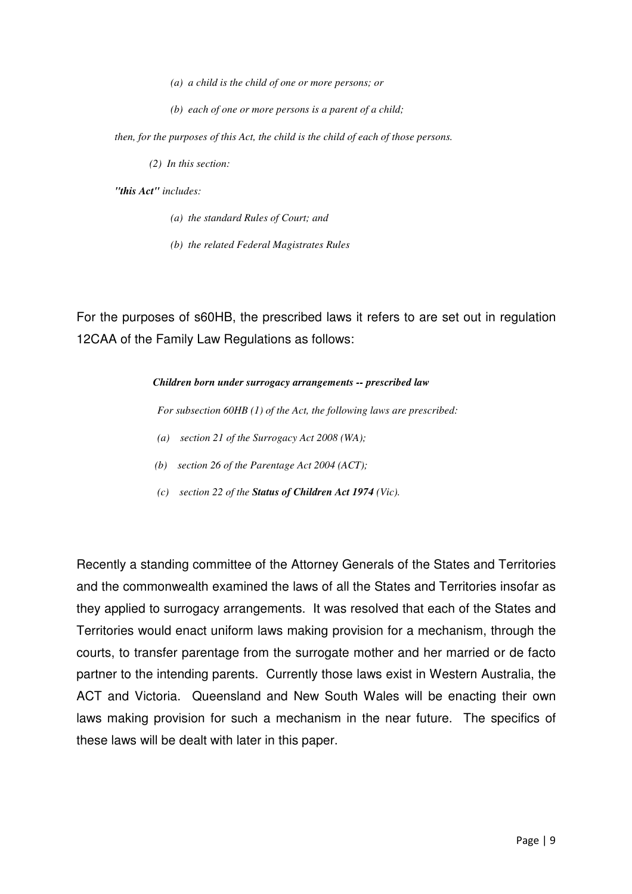*(a) a child is the child of one or more persons; or*

*(b) each of one or more persons is a parent of a child;*

*then, for the purposes of this Act, the child is the child of each of those persons.*

*(2) In this section:*

***"this Act"** includes:*

*(a) the standard Rules of Court; and*

*(b) the related Federal Magistrates Rules*

For the purposes of s60HB, the prescribed laws it refers to are set out in regulation 12CAA of the Family Law Regulations as follows:

***Children born under surrogacy arrangements -- prescribed law***

*For subsection 60HB (1) of the Act, the following laws are prescribed:*

*(a) section 21 of the Surrogacy Act 2008 (WA);*

*(b) section 26 of the Parentage Act 2004 (ACT);*

*(c) section 22 of the **Status of Children Act 1974** (Vic).*

Recently a standing committee of the Attorney Generals of the States and Territories and the commonwealth examined the laws of all the States and Territories insofar as they applied to surrogacy arrangements. It was resolved that each of the States and Territories would enact uniform laws making provision for a mechanism, through the courts, to transfer parentage from the surrogate mother and her married or de facto partner to the intending parents. Currently those laws exist in Western Australia, the ACT and Victoria. Queensland and New South Wales will be enacting their own laws making provision for such a mechanism in the near future. The specifics of these laws will be dealt with later in this paper.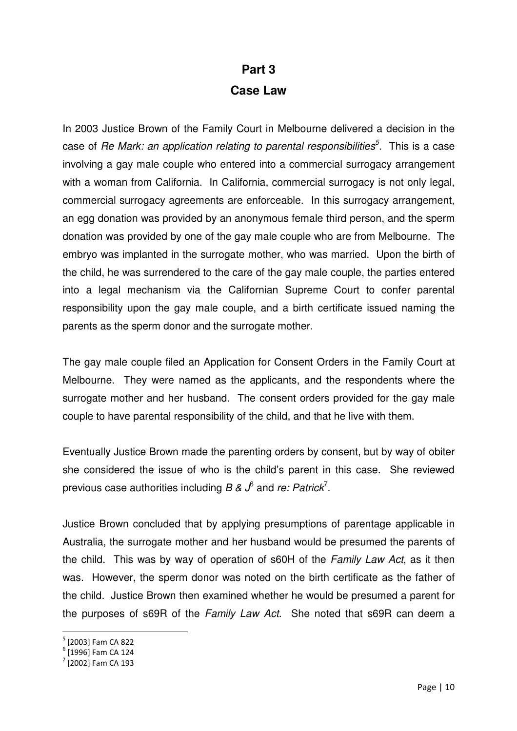# Part 3

## Case Law

In 2003 Justice Brown of the Family Court in Melbourne delivered a decision in the case of *Re Mark: an application relating to parental responsibilities*[5]. This is a case involving a gay male couple who entered into a commercial surrogacy arrangement with a woman from California. In California, commercial surrogacy is not only legal, commercial surrogacy agreements are enforceable. In this surrogacy arrangement, an egg donation was provided by an anonymous female third person, and the sperm donation was provided by one of the gay male couple who are from Melbourne. The embryo was implanted in the surrogate mother, who was married. Upon the birth of the child, he was surrendered to the care of the gay male couple, the parties entered into a legal mechanism via the Californian Supreme Court to confer parental responsibility upon the gay male couple, and a birth certificate issued naming the parents as the sperm donor and the surrogate mother.

The gay male couple filed an Application for Consent Orders in the Family Court at Melbourne. They were named as the applicants, and the respondents where the surrogate mother and her husband. The consent orders provided for the gay male couple to have parental responsibility of the child, and that he live with them.

Eventually Justice Brown made the parenting orders by consent, but by way of obiter she considered the issue of who is the child's parent in this case. She reviewed previous case authorities including *B & J*[6] and *re: Patrick*[7].

Justice Brown concluded that by applying presumptions of parentage applicable in Australia, the surrogate mother and her husband would be presumed the parents of the child. This was by way of operation of s60H of the *Family Law Act*, as it then was. However, the sperm donor was noted on the birth certificate as the father of the child. Justice Brown then examined whether he would be presumed a parent for the purposes of s69R of the *Family Law Act*. She noted that s69R can deem a

[5] [2003] Fam CA 822
[6] [1996] Fam CA 124
[7] [2002] Fam CA 193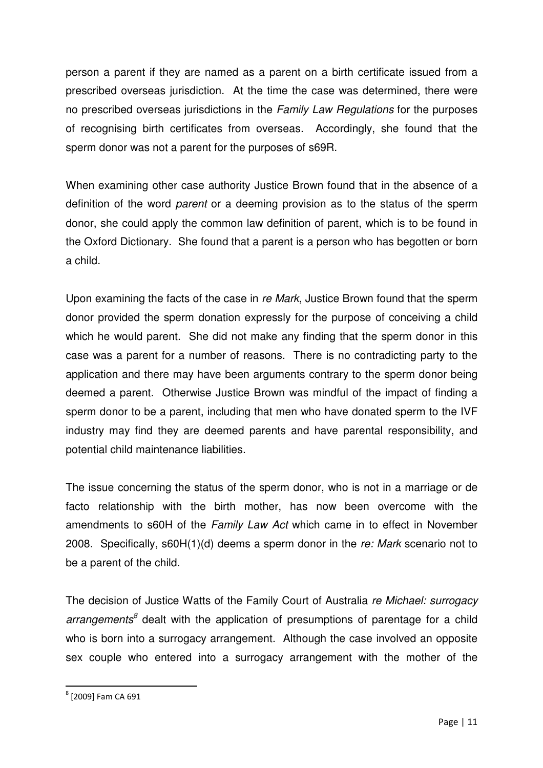person a parent if they are named as a parent on a birth certificate issued from a prescribed overseas jurisdiction. At the time the case was determined, there were no prescribed overseas jurisdictions in the *Family Law Regulations* for the purposes of recognising birth certificates from overseas. Accordingly, she found that the sperm donor was not a parent for the purposes of s69R.

When examining other case authority Justice Brown found that in the absence of a definition of the word *parent* or a deeming provision as to the status of the sperm donor, she could apply the common law definition of parent, which is to be found in the Oxford Dictionary. She found that a parent is a person who has begotten or born a child.

Upon examining the facts of the case in *re Mark*, Justice Brown found that the sperm donor provided the sperm donation expressly for the purpose of conceiving a child which he would parent. She did not make any finding that the sperm donor in this case was a parent for a number of reasons. There is no contradicting party to the application and there may have been arguments contrary to the sperm donor being deemed a parent. Otherwise Justice Brown was mindful of the impact of finding a sperm donor to be a parent, including that men who have donated sperm to the IVF industry may find they are deemed parents and have parental responsibility, and potential child maintenance liabilities.

The issue concerning the status of the sperm donor, who is not in a marriage or de facto relationship with the birth mother, has now been overcome with the amendments to s60H of the *Family Law Act* which came in to effect in November 2008. Specifically, s60H(1)(d) deems a sperm donor in the *re: Mark* scenario not to be a parent of the child.

The decision of Justice Watts of the Family Court of Australia *re Michael: surrogacy arrangements*[8] dealt with the application of presumptions of parentage for a child who is born into a surrogacy arrangement. Although the case involved an opposite sex couple who entered into a surrogacy arrangement with the mother of the

[8] [2009] Fam CA 691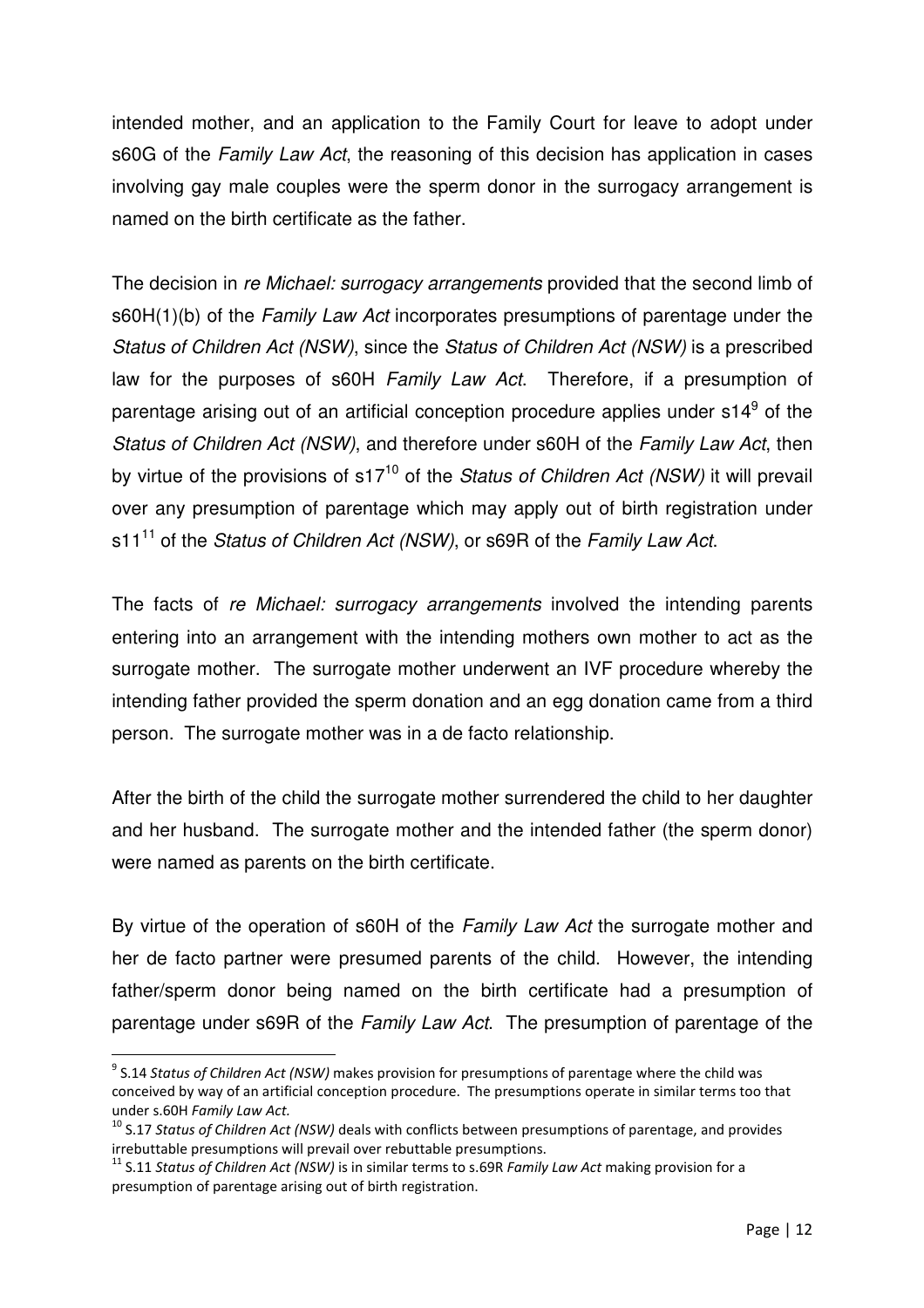intended mother, and an application to the Family Court for leave to adopt under s60G of the *Family Law Act*, the reasoning of this decision has application in cases involving gay male couples were the sperm donor in the surrogacy arrangement is named on the birth certificate as the father.

The decision in *re Michael: surrogacy arrangements* provided that the second limb of s60H(1)(b) of the *Family Law Act* incorporates presumptions of parentage under the *Status of Children Act (NSW)*, since the *Status of Children Act (NSW)* is a prescribed law for the purposes of s60H *Family Law Act*. Therefore, if a presumption of parentage arising out of an artificial conception procedure applies under s14[9] of the *Status of Children Act (NSW)*, and therefore under s60H of the *Family Law Act*, then by virtue of the provisions of s17[10] of the *Status of Children Act (NSW)* it will prevail over any presumption of parentage which may apply out of birth registration under s11[11] of the *Status of Children Act (NSW)*, or s69R of the *Family Law Act*.

The facts of *re Michael: surrogacy arrangements* involved the intending parents entering into an arrangement with the intending mothers own mother to act as the surrogate mother. The surrogate mother underwent an IVF procedure whereby the intending father provided the sperm donation and an egg donation came from a third person. The surrogate mother was in a de facto relationship.

After the birth of the child the surrogate mother surrendered the child to her daughter and her husband. The surrogate mother and the intended father (the sperm donor) were named as parents on the birth certificate.

By virtue of the operation of s60H of the *Family Law Act* the surrogate mother and her de facto partner were presumed parents of the child. However, the intending father/sperm donor being named on the birth certificate had a presumption of parentage under s69R of the *Family Law Act*. The presumption of parentage of the

---

[9] S.14 *Status of Children Act (NSW)* makes provision for presumptions of parentage where the child was conceived by way of an artificial conception procedure. The presumptions operate in similar terms too that under s.60H *Family Law Act*.

[10] S.17 *Status of Children Act (NSW)* deals with conflicts between presumptions of parentage, and provides irrebuttable presumptions will prevail over rebuttable presumptions.

[11] S.11 *Status of Children Act (NSW)* is in similar terms to s.69R *Family Law Act* making provision for a presumption of parentage arising out of birth registration.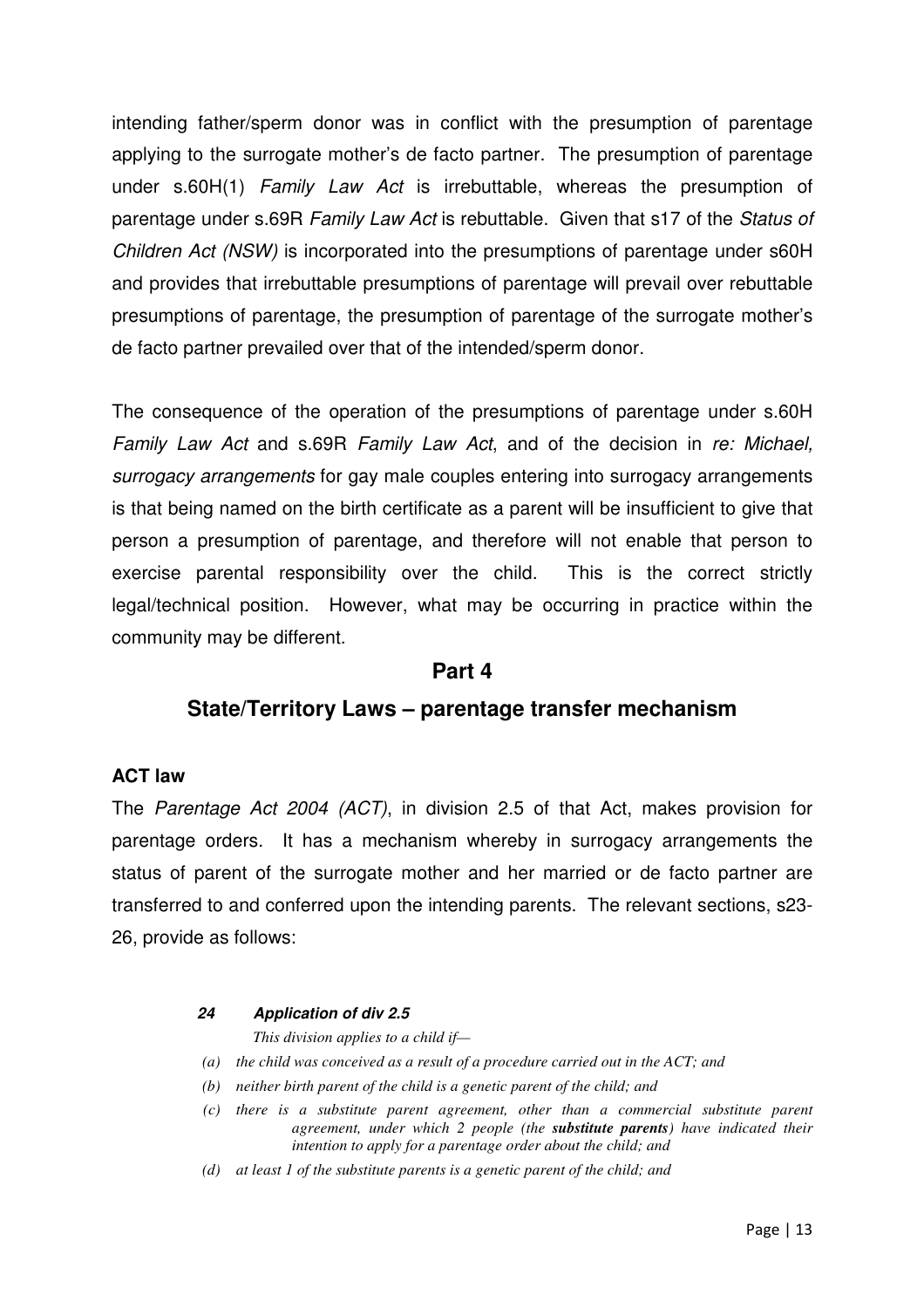intending father/sperm donor was in conflict with the presumption of parentage applying to the surrogate mother's de facto partner. The presumption of parentage under s.60H(1) *Family Law Act* is irrebuttable, whereas the presumption of parentage under s.69R *Family Law Act* is rebuttable. Given that s17 of the *Status of Children Act (NSW)* is incorporated into the presumptions of parentage under s60H and provides that irrebuttable presumptions of parentage will prevail over rebuttable presumptions of parentage, the presumption of parentage of the surrogate mother's de facto partner prevailed over that of the intended/sperm donor.

The consequence of the operation of the presumptions of parentage under s.60H *Family Law Act* and s.69R *Family Law Act*, and of the decision in *re: Michael, surrogacy arrangements* for gay male couples entering into surrogacy arrangements is that being named on the birth certificate as a parent will be insufficient to give that person a presumption of parentage, and therefore will not enable that person to exercise parental responsibility over the child. This is the correct strictly legal/technical position. However, what may be occurring in practice within the community may be different.

## Part 4

## State/Territory Laws – parentage transfer mechanism

### ACT law

The *Parentage Act 2004 (ACT)*, in division 2.5 of that Act, makes provision for parentage orders. It has a mechanism whereby in surrogacy arrangements the status of parent of the surrogate mother and her married or de facto partner are transferred to and conferred upon the intending parents. The relevant sections, s23-26, provide as follows:

> ***24 Application of div 2.5***
>
> *This division applies to a child if—*
>
> *(a) the child was conceived as a result of a procedure carried out in the ACT; and*
>
> *(b) neither birth parent of the child is a genetic parent of the child; and*
>
> *(c) there is a substitute parent agreement, other than a commercial substitute parent agreement, under which 2 people (the* ***substitute parents****) have indicated their intention to apply for a parentage order about the child; and*
>
> *(d) at least 1 of the substitute parents is a genetic parent of the child; and*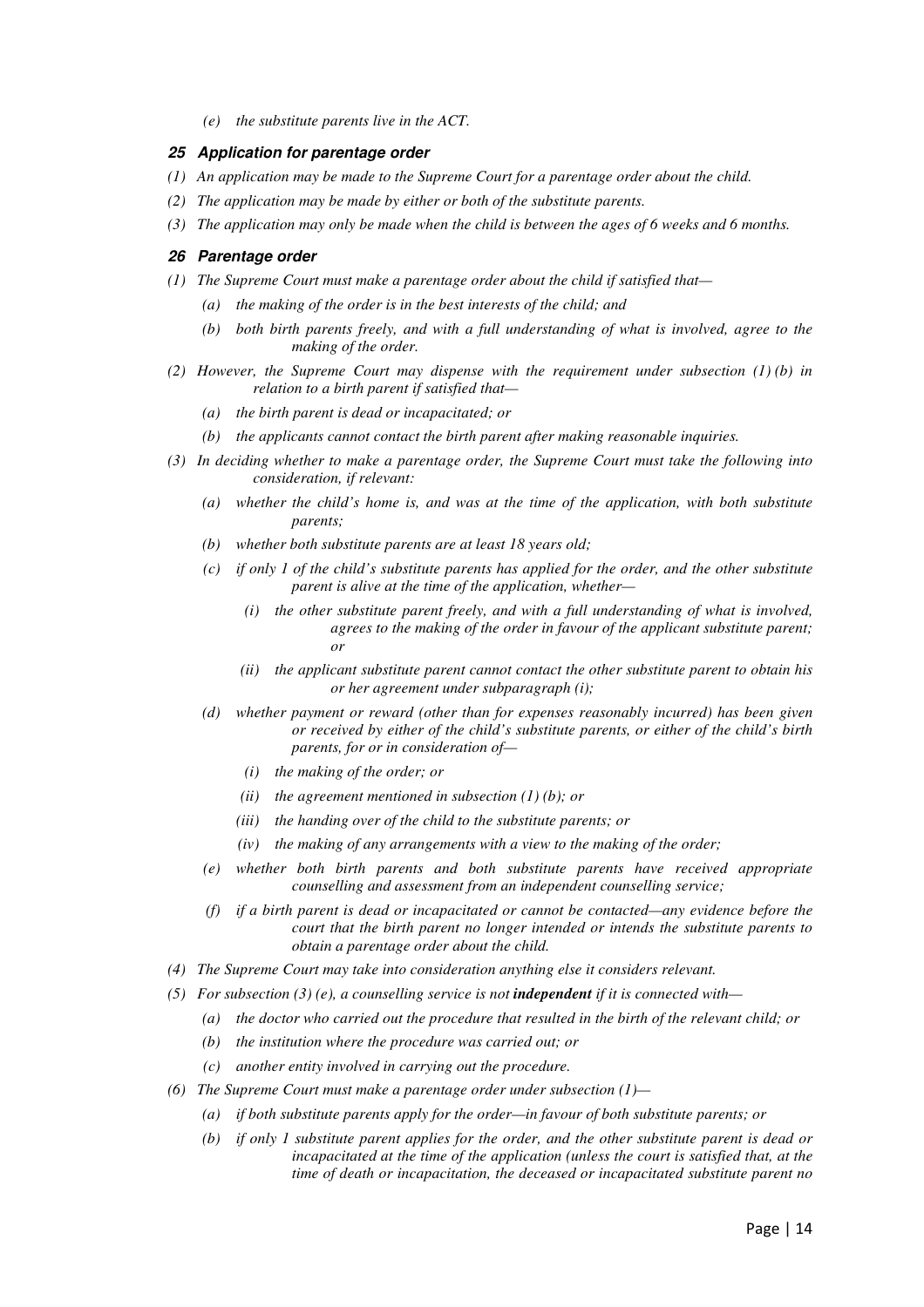*(e) the substitute parents live in the ACT.*

***25 Application for parentage order***

*(1) An application may be made to the Supreme Court for a parentage order about the child.*

*(2) The application may be made by either or both of the substitute parents.*

*(3) The application may only be made when the child is between the ages of 6 weeks and 6 months.*

***26 Parentage order***

*(1) The Supreme Court must make a parentage order about the child if satisfied that—*

*(a) the making of the order is in the best interests of the child; and*

*(b) both birth parents freely, and with a full understanding of what is involved, agree to the making of the order.*

*(2) However, the Supreme Court may dispense with the requirement under subsection (1) (b) in relation to a birth parent if satisfied that—*

*(a) the birth parent is dead or incapacitated; or*

*(b) the applicants cannot contact the birth parent after making reasonable inquiries.*

*(3) In deciding whether to make a parentage order, the Supreme Court must take the following into consideration, if relevant:*

*(a) whether the child's home is, and was at the time of the application, with both substitute parents;*

*(b) whether both substitute parents are at least 18 years old;*

*(c) if only 1 of the child's substitute parents has applied for the order, and the other substitute parent is alive at the time of the application, whether—*

*(i) the other substitute parent freely, and with a full understanding of what is involved, agrees to the making of the order in favour of the applicant substitute parent; or*

*(ii) the applicant substitute parent cannot contact the other substitute parent to obtain his or her agreement under subparagraph (i);*

*(d) whether payment or reward (other than for expenses reasonably incurred) has been given or received by either of the child's substitute parents, or either of the child's birth parents, for or in consideration of—*

*(i) the making of the order; or*

*(ii) the agreement mentioned in subsection (1) (b); or*

*(iii) the handing over of the child to the substitute parents; or*

*(iv) the making of any arrangements with a view to the making of the order;*

*(e) whether both birth parents and both substitute parents have received appropriate counselling and assessment from an independent counselling service;*

*(f) if a birth parent is dead or incapacitated or cannot be contacted—any evidence before the court that the birth parent no longer intended or intends the substitute parents to obtain a parentage order about the child.*

*(4) The Supreme Court may take into consideration anything else it considers relevant.*

*(5) For subsection (3) (e), a counselling service is not* ***independent*** *if it is connected with—*

*(a) the doctor who carried out the procedure that resulted in the birth of the relevant child; or*

*(b) the institution where the procedure was carried out; or*

*(c) another entity involved in carrying out the procedure.*

*(6) The Supreme Court must make a parentage order under subsection (1)—*

*(a) if both substitute parents apply for the order—in favour of both substitute parents; or*

*(b) if only 1 substitute parent applies for the order, and the other substitute parent is dead or incapacitated at the time of the application (unless the court is satisfied that, at the time of death or incapacitation, the deceased or incapacitated substitute parent no*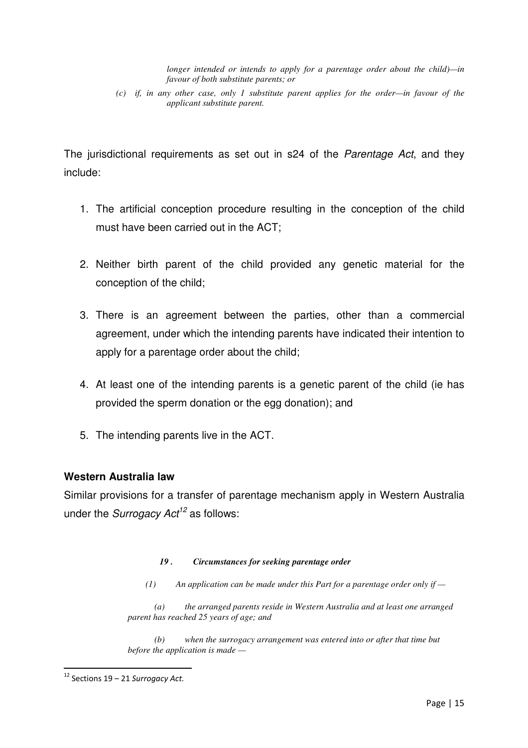> *longer intended or intends to apply for a parentage order about the child)—in favour of both substitute parents; or*
>
> *(c) if, in any other case, only 1 substitute parent applies for the order—in favour of the applicant substitute parent.*

The jurisdictional requirements as set out in s24 of the *Parentage Act*, and they include:

1. The artificial conception procedure resulting in the conception of the child must have been carried out in the ACT;
2. Neither birth parent of the child provided any genetic material for the conception of the child;
3. There is an agreement between the parties, other than a commercial agreement, under which the intending parents have indicated their intention to apply for a parentage order about the child;
4. At least one of the intending parents is a genetic parent of the child (ie has provided the sperm donation or the egg donation); and
5. The intending parents live in the ACT.

**Western Australia law**

Similar provisions for a transfer of parentage mechanism apply in Western Australia under the *Surrogacy Act*[12] as follows:

> ***19 . Circumstances for seeking parentage order***
>
> *(1) An application can be made under this Part for a parentage order only if —*
>
> *(a) the arranged parents reside in Western Australia and at least one arranged parent has reached 25 years of age; and*
>
> *(b) when the surrogacy arrangement was entered into or after that time but before the application is made —*

[12] Sections 19 – 21 *Surrogacy Act.*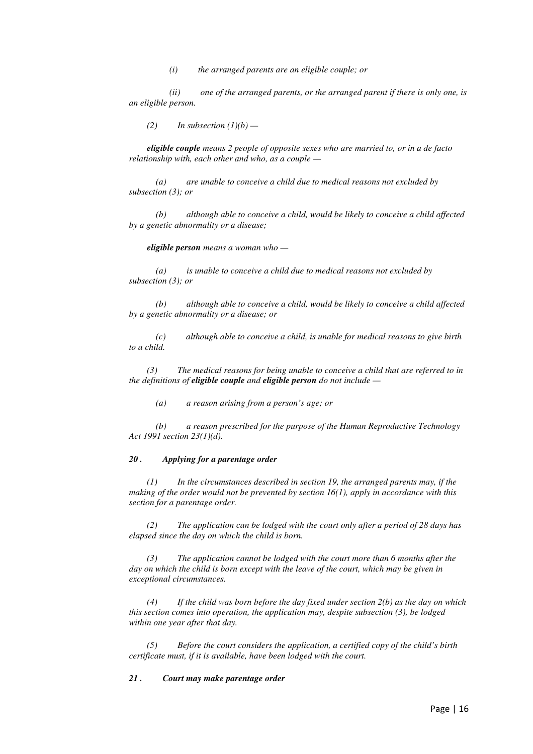*(i) the arranged parents are an eligible couple; or*

*(ii) one of the arranged parents, or the arranged parent if there is only one, is an eligible person.*

*(2) In subsection (1)(b) —*

***eligible couple** means 2 people of opposite sexes who are married to, or in a de facto relationship with, each other and who, as a couple —*

*(a) are unable to conceive a child due to medical reasons not excluded by subsection (3); or*

*(b) although able to conceive a child, would be likely to conceive a child affected by a genetic abnormality or a disease;*

***eligible person** means a woman who —*

*(a) is unable to conceive a child due to medical reasons not excluded by subsection (3); or*

*(b) although able to conceive a child, would be likely to conceive a child affected by a genetic abnormality or a disease; or*

*(c) although able to conceive a child, is unable for medical reasons to give birth to a child.*

*(3) The medical reasons for being unable to conceive a child that are referred to in the definitions of **eligible couple** and **eligible person** do not include —*

*(a) a reason arising from a person's age; or*

*(b) a reason prescribed for the purpose of the Human Reproductive Technology Act 1991 section 23(1)(d).*

***20 . Applying for a parentage order***

*(1) In the circumstances described in section 19, the arranged parents may, if the making of the order would not be prevented by section 16(1), apply in accordance with this section for a parentage order.*

*(2) The application can be lodged with the court only after a period of 28 days has elapsed since the day on which the child is born.*

*(3) The application cannot be lodged with the court more than 6 months after the day on which the child is born except with the leave of the court, which may be given in exceptional circumstances.*

*(4) If the child was born before the day fixed under section 2(b) as the day on which this section comes into operation, the application may, despite subsection (3), be lodged within one year after that day.*

*(5) Before the court considers the application, a certified copy of the child's birth certificate must, if it is available, have been lodged with the court.*

***21 . Court may make parentage order***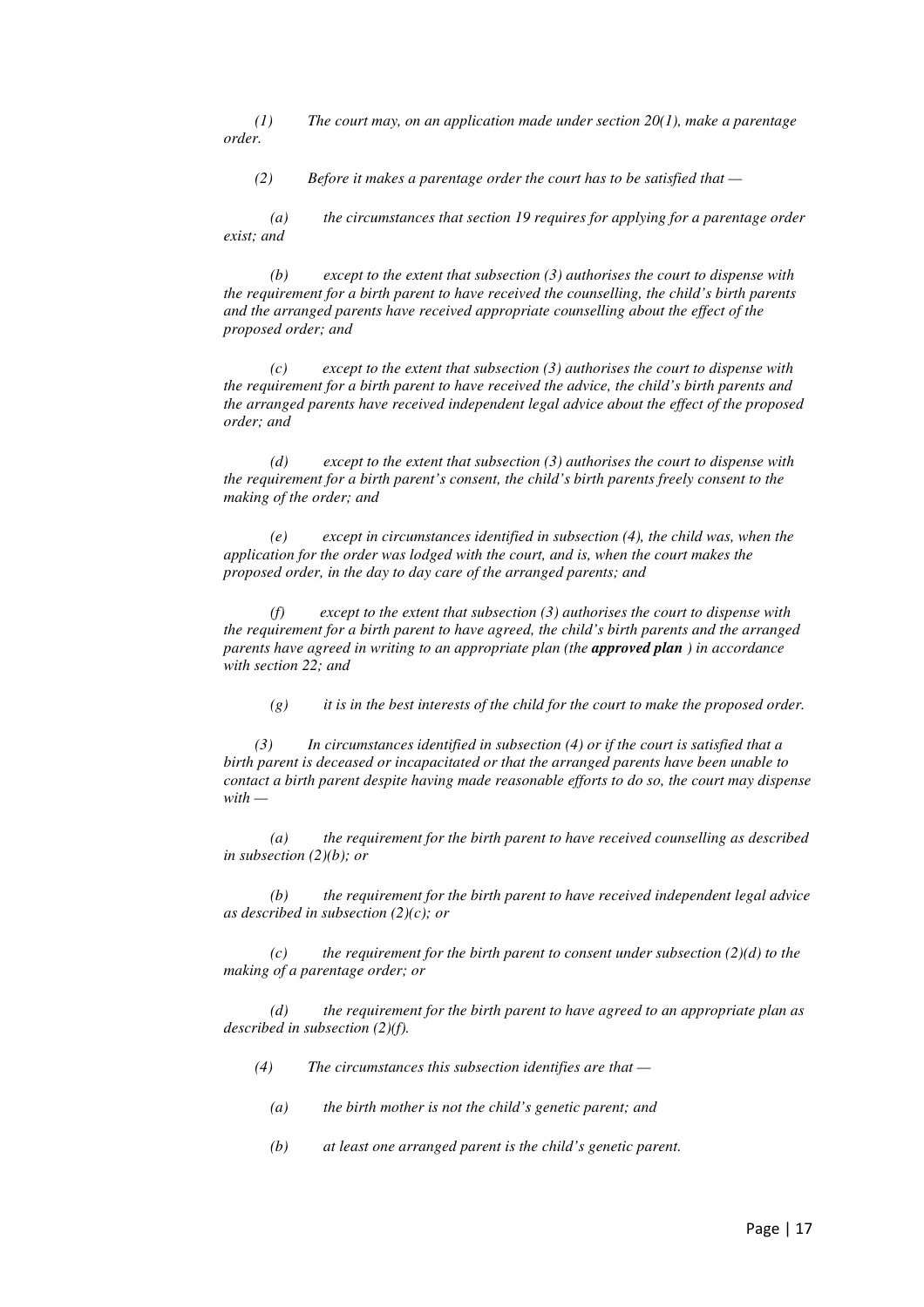*(1) The court may, on an application made under section 20(1), make a parentage order.*

*(2) Before it makes a parentage order the court has to be satisfied that —*

*(a) the circumstances that section 19 requires for applying for a parentage order exist; and*

*(b) except to the extent that subsection (3) authorises the court to dispense with the requirement for a birth parent to have received the counselling, the child's birth parents and the arranged parents have received appropriate counselling about the effect of the proposed order; and*

*(c) except to the extent that subsection (3) authorises the court to dispense with the requirement for a birth parent to have received the advice, the child's birth parents and the arranged parents have received independent legal advice about the effect of the proposed order; and*

*(d) except to the extent that subsection (3) authorises the court to dispense with the requirement for a birth parent's consent, the child's birth parents freely consent to the making of the order; and*

*(e) except in circumstances identified in subsection (4), the child was, when the application for the order was lodged with the court, and is, when the court makes the proposed order, in the day to day care of the arranged parents; and*

*(f) except to the extent that subsection (3) authorises the court to dispense with the requirement for a birth parent to have agreed, the child's birth parents and the arranged parents have agreed in writing to an appropriate plan (the **approved plan** ) in accordance with section 22; and*

*(g) it is in the best interests of the child for the court to make the proposed order.*

*(3) In circumstances identified in subsection (4) or if the court is satisfied that a birth parent is deceased or incapacitated or that the arranged parents have been unable to contact a birth parent despite having made reasonable efforts to do so, the court may dispense with —*

*(a) the requirement for the birth parent to have received counselling as described in subsection (2)(b); or*

*(b) the requirement for the birth parent to have received independent legal advice as described in subsection (2)(c); or*

*(c) the requirement for the birth parent to consent under subsection (2)(d) to the making of a parentage order; or*

*(d) the requirement for the birth parent to have agreed to an appropriate plan as described in subsection (2)(f).*

*(4) The circumstances this subsection identifies are that —*

*(a) the birth mother is not the child's genetic parent; and*

*(b) at least one arranged parent is the child's genetic parent.*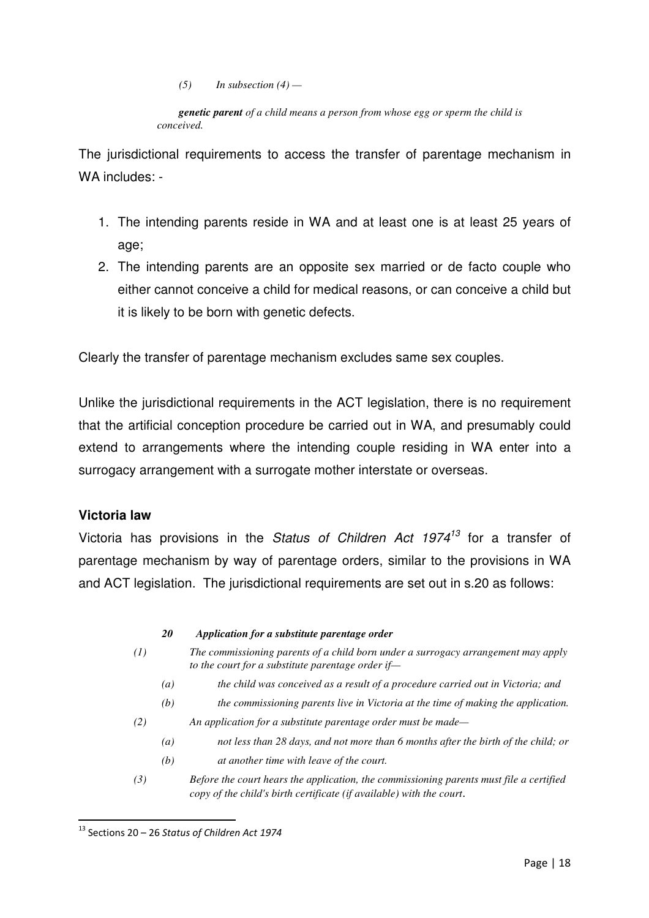*(5) In subsection (4) —*

***genetic parent** of a child means a person from whose egg or sperm the child is conceived.*

The jurisdictional requirements to access the transfer of parentage mechanism in WA includes: -

1. The intending parents reside in WA and at least one is at least 25 years of age;
2. The intending parents are an opposite sex married or de facto couple who either cannot conceive a child for medical reasons, or can conceive a child but it is likely to be born with genetic defects.

Clearly the transfer of parentage mechanism excludes same sex couples.

Unlike the jurisdictional requirements in the ACT legislation, there is no requirement that the artificial conception procedure be carried out in WA, and presumably could extend to arrangements where the intending couple residing in WA enter into a surrogacy arrangement with a surrogate mother interstate or overseas.

**Victoria law**

Victoria has provisions in the *Status of Children Act 1974*[13] for a transfer of parentage mechanism by way of parentage orders, similar to the provisions in WA and ACT legislation. The jurisdictional requirements are set out in s.20 as follows:

***20 Application for a substitute parentage order***

*(1) The commissioning parents of a child born under a surrogacy arrangement may apply to the court for a substitute parentage order if—*

*(a) the child was conceived as a result of a procedure carried out in Victoria; and*

*(b) the commissioning parents live in Victoria at the time of making the application.*

*(2) An application for a substitute parentage order must be made—*

*(a) not less than 28 days, and not more than 6 months after the birth of the child; or*

*(b) at another time with leave of the court.*

*(3) Before the court hears the application, the commissioning parents must file a certified copy of the child's birth certificate (if available) with the court.*

---

[13] Sections 20 – 26 *Status of Children Act 1974*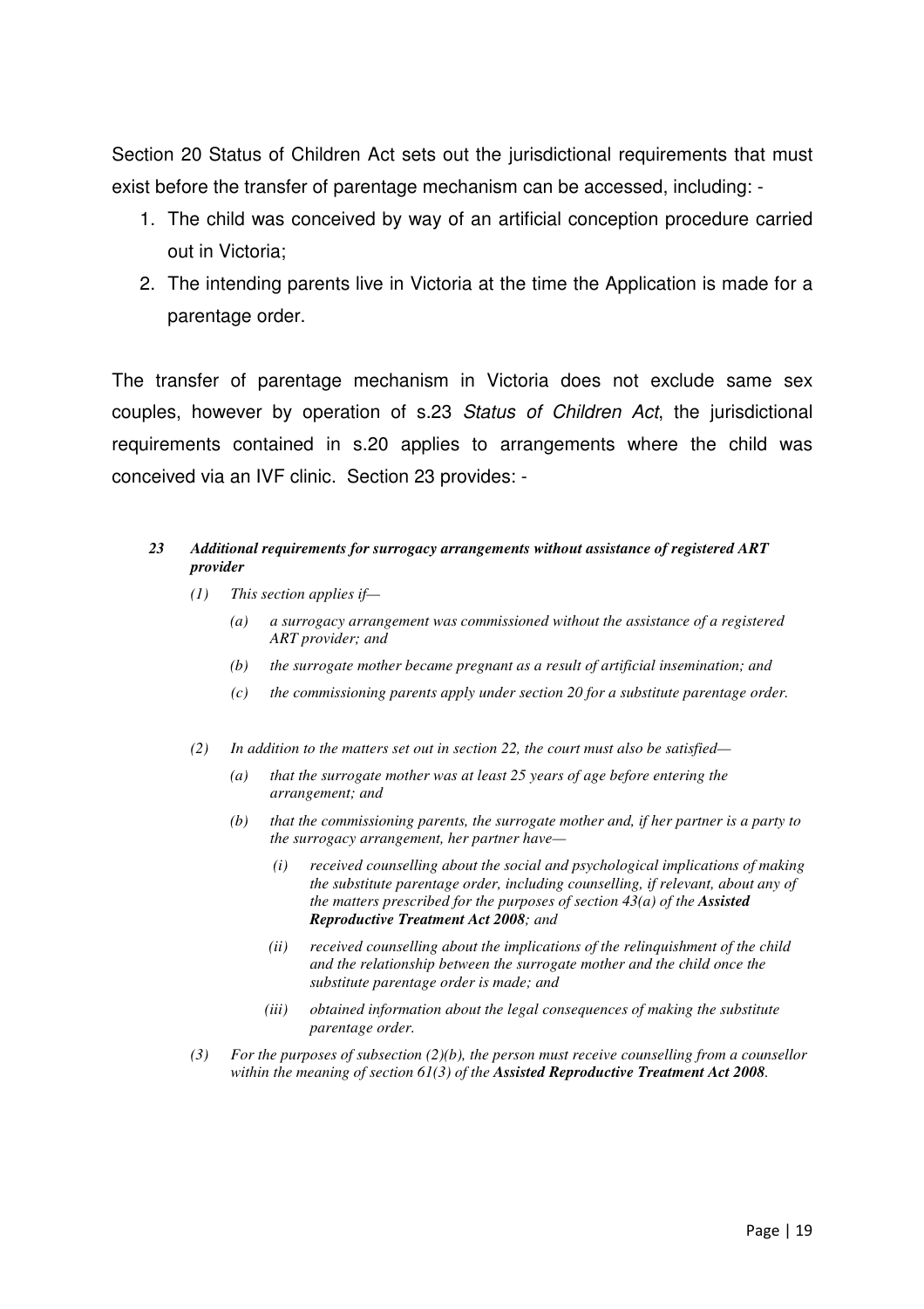Section 20 Status of Children Act sets out the jurisdictional requirements that must exist before the transfer of parentage mechanism can be accessed, including: -

1. The child was conceived by way of an artificial conception procedure carried out in Victoria;
2. The intending parents live in Victoria at the time the Application is made for a parentage order.

The transfer of parentage mechanism in Victoria does not exclude same sex couples, however by operation of s.23 *Status of Children Act*, the jurisdictional requirements contained in s.20 applies to arrangements where the child was conceived via an IVF clinic. Section 23 provides: -

***23 Additional requirements for surrogacy arrangements without assistance of registered ART provider***

*(1) This section applies if—*

*(a) a surrogacy arrangement was commissioned without the assistance of a registered ART provider; and*

*(b) the surrogate mother became pregnant as a result of artificial insemination; and*

*(c) the commissioning parents apply under section 20 for a substitute parentage order.*

*(2) In addition to the matters set out in section 22, the court must also be satisfied—*

*(a) that the surrogate mother was at least 25 years of age before entering the arrangement; and*

*(b) that the commissioning parents, the surrogate mother and, if her partner is a party to the surrogacy arrangement, her partner have—*

*(i) received counselling about the social and psychological implications of making the substitute parentage order, including counselling, if relevant, about any of the matters prescribed for the purposes of section 43(a) of the* ***Assisted Reproductive Treatment Act 2008****; and*

*(ii) received counselling about the implications of the relinquishment of the child and the relationship between the surrogate mother and the child once the substitute parentage order is made; and*

*(iii) obtained information about the legal consequences of making the substitute parentage order.*

*(3) For the purposes of subsection (2)(b), the person must receive counselling from a counsellor within the meaning of section 61(3) of the* ***Assisted Reproductive Treatment Act 2008****.*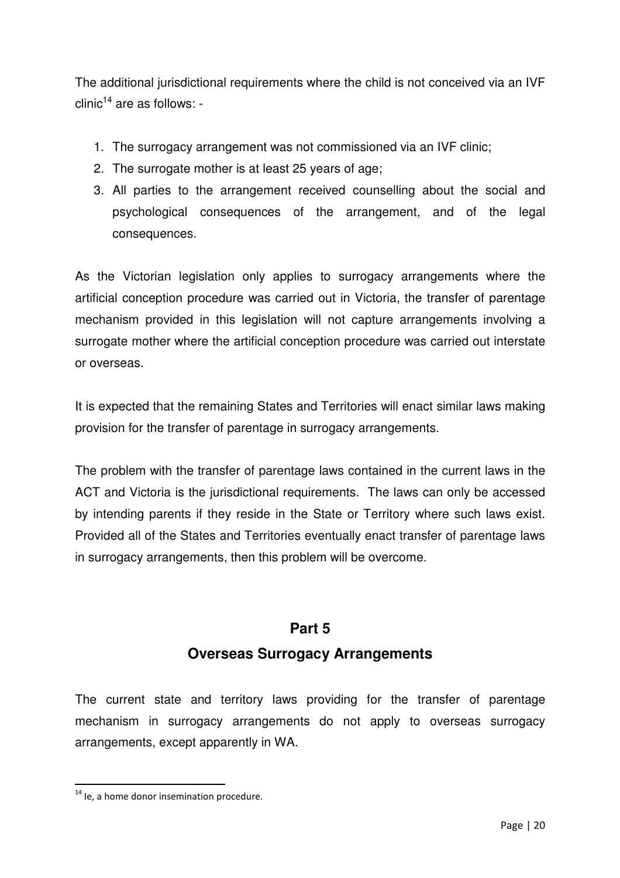The additional jurisdictional requirements where the child is not conceived via an IVF clinic[14] are as follows: -

1. The surrogacy arrangement was not commissioned via an IVF clinic;
2. The surrogate mother is at least 25 years of age;
3. All parties to the arrangement received counselling about the social and psychological consequences of the arrangement, and of the legal consequences.

As the Victorian legislation only applies to surrogacy arrangements where the artificial conception procedure was carried out in Victoria, the transfer of parentage mechanism provided in this legislation will not capture arrangements involving a surrogate mother where the artificial conception procedure was carried out interstate or overseas.

It is expected that the remaining States and Territories will enact similar laws making provision for the transfer of parentage in surrogacy arrangements.

The problem with the transfer of parentage laws contained in the current laws in the ACT and Victoria is the jurisdictional requirements. The laws can only be accessed by intending parents if they reside in the State or Territory where such laws exist. Provided all of the States and Territories eventually enact transfer of parentage laws in surrogacy arrangements, then this problem will be overcome.

## Part 5
## Overseas Surrogacy Arrangements

The current state and territory laws providing for the transfer of parentage mechanism in surrogacy arrangements do not apply to overseas surrogacy arrangements, except apparently in WA.

[14] Ie, a home donor insemination procedure.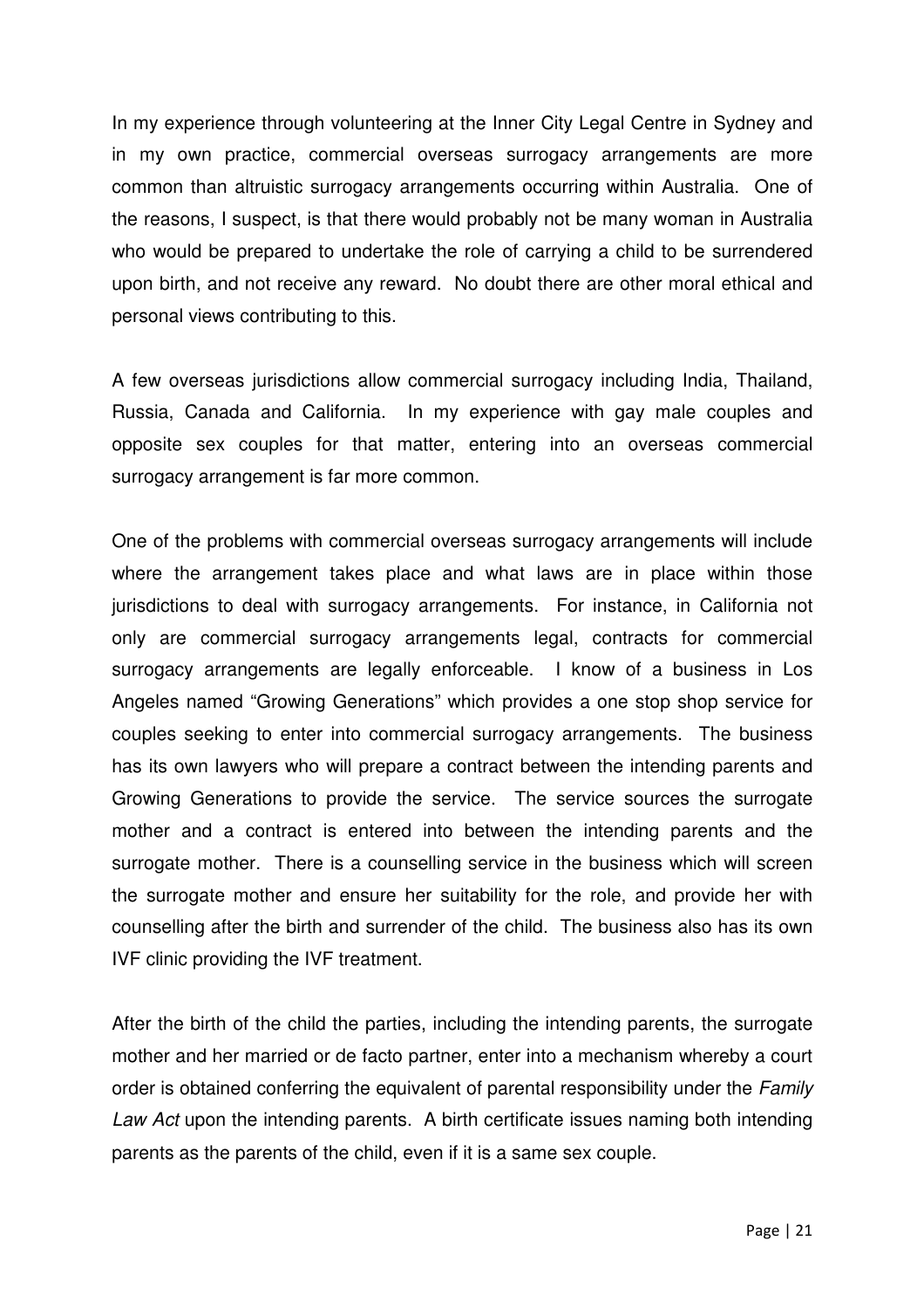In my experience through volunteering at the Inner City Legal Centre in Sydney and in my own practice, commercial overseas surrogacy arrangements are more common than altruistic surrogacy arrangements occurring within Australia. One of the reasons, I suspect, is that there would probably not be many woman in Australia who would be prepared to undertake the role of carrying a child to be surrendered upon birth, and not receive any reward. No doubt there are other moral ethical and personal views contributing to this.

A few overseas jurisdictions allow commercial surrogacy including India, Thailand, Russia, Canada and California. In my experience with gay male couples and opposite sex couples for that matter, entering into an overseas commercial surrogacy arrangement is far more common.

One of the problems with commercial overseas surrogacy arrangements will include where the arrangement takes place and what laws are in place within those jurisdictions to deal with surrogacy arrangements. For instance, in California not only are commercial surrogacy arrangements legal, contracts for commercial surrogacy arrangements are legally enforceable. I know of a business in Los Angeles named "Growing Generations" which provides a one stop shop service for couples seeking to enter into commercial surrogacy arrangements. The business has its own lawyers who will prepare a contract between the intending parents and Growing Generations to provide the service. The service sources the surrogate mother and a contract is entered into between the intending parents and the surrogate mother. There is a counselling service in the business which will screen the surrogate mother and ensure her suitability for the role, and provide her with counselling after the birth and surrender of the child. The business also has its own IVF clinic providing the IVF treatment.

After the birth of the child the parties, including the intending parents, the surrogate mother and her married or de facto partner, enter into a mechanism whereby a court order is obtained conferring the equivalent of parental responsibility under the *Family Law Act* upon the intending parents. A birth certificate issues naming both intending parents as the parents of the child, even if it is a same sex couple.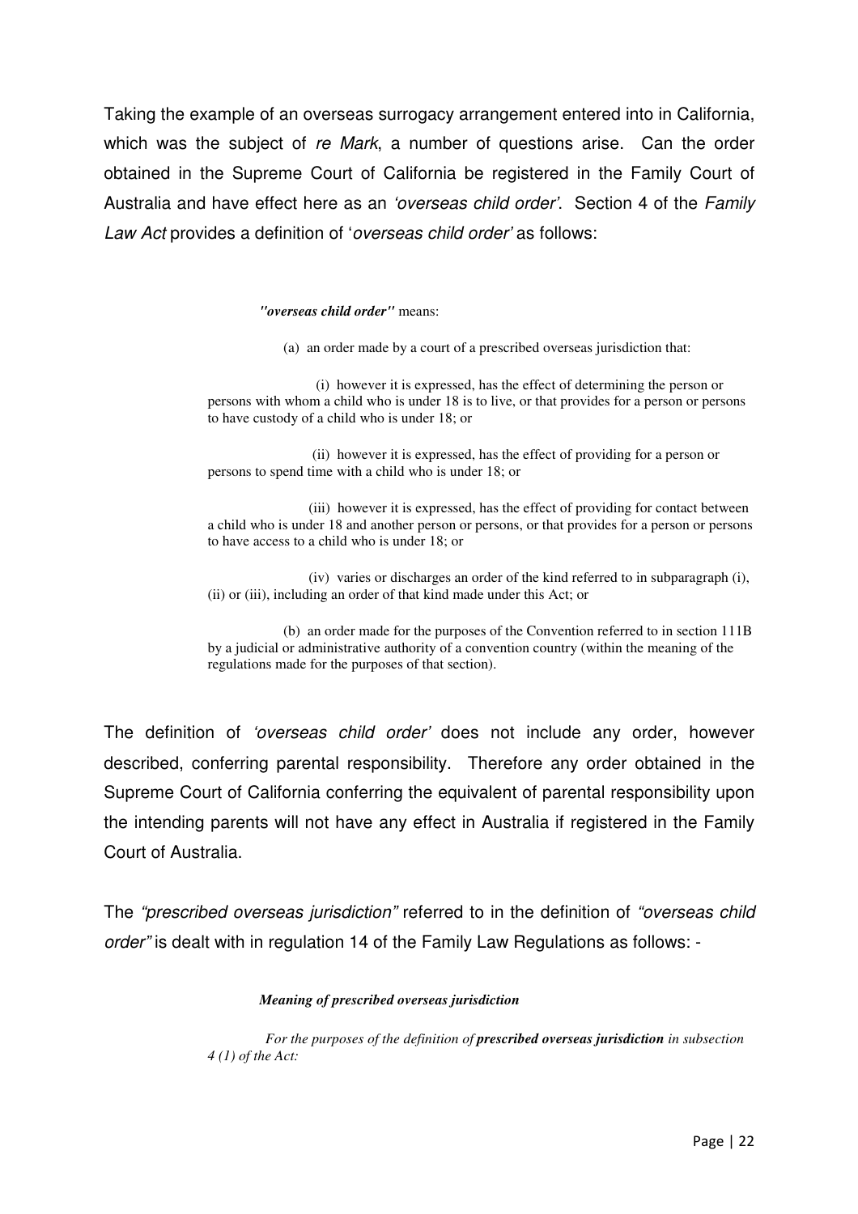Taking the example of an overseas surrogacy arrangement entered into in California, which was the subject of *re Mark*, a number of questions arise. Can the order obtained in the Supreme Court of California be registered in the Family Court of Australia and have effect here as an *'overseas child order'*. Section 4 of the *Family Law Act* provides a definition of '*overseas child order'* as follows:

> ***"overseas child order"*** means:
>
> (a) an order made by a court of a prescribed overseas jurisdiction that:
>
> (i) however it is expressed, has the effect of determining the person or persons with whom a child who is under 18 is to live, or that provides for a person or persons to have custody of a child who is under 18; or
>
> (ii) however it is expressed, has the effect of providing for a person or persons to spend time with a child who is under 18; or
>
> (iii) however it is expressed, has the effect of providing for contact between a child who is under 18 and another person or persons, or that provides for a person or persons to have access to a child who is under 18; or
>
> (iv) varies or discharges an order of the kind referred to in subparagraph (i), (ii) or (iii), including an order of that kind made under this Act; or
>
> (b) an order made for the purposes of the Convention referred to in section 111B by a judicial or administrative authority of a convention country (within the meaning of the regulations made for the purposes of that section).

The definition of *'overseas child order'* does not include any order, however described, conferring parental responsibility. Therefore any order obtained in the Supreme Court of California conferring the equivalent of parental responsibility upon the intending parents will not have any effect in Australia if registered in the Family Court of Australia.

The *"prescribed overseas jurisdiction"* referred to in the definition of *"overseas child order"* is dealt with in regulation 14 of the Family Law Regulations as follows: -

> ***Meaning of prescribed overseas jurisdiction***
>
> *For the purposes of the definition of **prescribed overseas jurisdiction** in subsection 4 (1) of the Act:*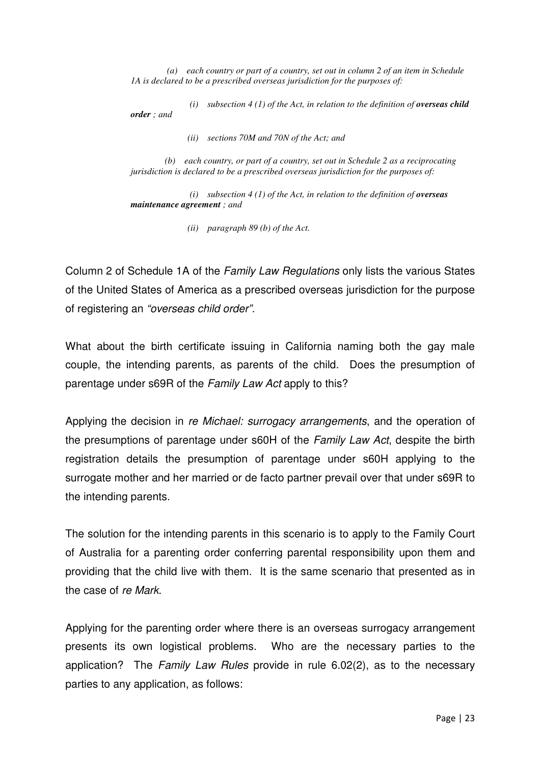*(a) each country or part of a country, set out in column 2 of an item in Schedule 1A is declared to be a prescribed overseas jurisdiction for the purposes of:*

*(i) subsection 4 (1) of the Act, in relation to the definition of **overseas child order** ; and*

*(ii) sections 70M and 70N of the Act; and*

*(b) each country, or part of a country, set out in Schedule 2 as a reciprocating jurisdiction is declared to be a prescribed overseas jurisdiction for the purposes of:*

*(i) subsection 4 (1) of the Act, in relation to the definition of **overseas maintenance agreement** ; and*

*(ii) paragraph 89 (b) of the Act.*

Column 2 of Schedule 1A of the *Family Law Regulations* only lists the various States of the United States of America as a prescribed overseas jurisdiction for the purpose of registering an *"overseas child order".*

What about the birth certificate issuing in California naming both the gay male couple, the intending parents, as parents of the child. Does the presumption of parentage under s69R of the *Family Law Act* apply to this?

Applying the decision in *re Michael: surrogacy arrangements*, and the operation of the presumptions of parentage under s60H of the *Family Law Act*, despite the birth registration details the presumption of parentage under s60H applying to the surrogate mother and her married or de facto partner prevail over that under s69R to the intending parents.

The solution for the intending parents in this scenario is to apply to the Family Court of Australia for a parenting order conferring parental responsibility upon them and providing that the child live with them. It is the same scenario that presented as in the case of *re Mark*.

Applying for the parenting order where there is an overseas surrogacy arrangement presents its own logistical problems. Who are the necessary parties to the application? The *Family Law Rules* provide in rule 6.02(2), as to the necessary parties to any application, as follows: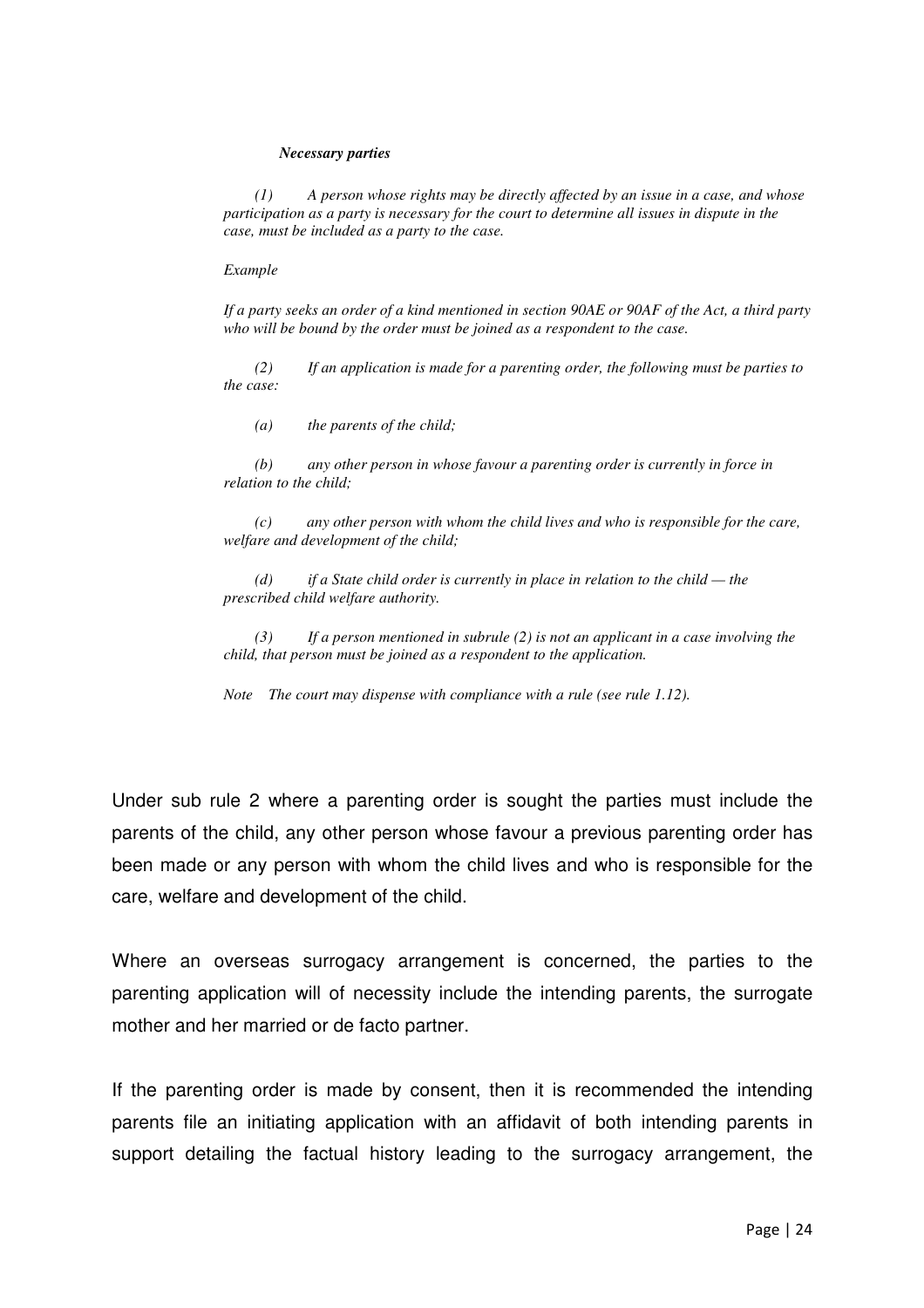*Necessary parties*

*(1) A person whose rights may be directly affected by an issue in a case, and whose participation as a party is necessary for the court to determine all issues in dispute in the case, must be included as a party to the case.*

*Example*

*If a party seeks an order of a kind mentioned in section 90AE or 90AF of the Act, a third party who will be bound by the order must be joined as a respondent to the case.*

*(2) If an application is made for a parenting order, the following must be parties to the case:*

*(a) the parents of the child;*

*(b) any other person in whose favour a parenting order is currently in force in relation to the child;*

*(c) any other person with whom the child lives and who is responsible for the care, welfare and development of the child;*

*(d) if a State child order is currently in place in relation to the child — the prescribed child welfare authority.*

*(3) If a person mentioned in subrule (2) is not an applicant in a case involving the child, that person must be joined as a respondent to the application.*

*Note The court may dispense with compliance with a rule (see rule 1.12).*

Under sub rule 2 where a parenting order is sought the parties must include the parents of the child, any other person whose favour a previous parenting order has been made or any person with whom the child lives and who is responsible for the care, welfare and development of the child.

Where an overseas surrogacy arrangement is concerned, the parties to the parenting application will of necessity include the intending parents, the surrogate mother and her married or de facto partner.

If the parenting order is made by consent, then it is recommended the intending parents file an initiating application with an affidavit of both intending parents in support detailing the factual history leading to the surrogacy arrangement, the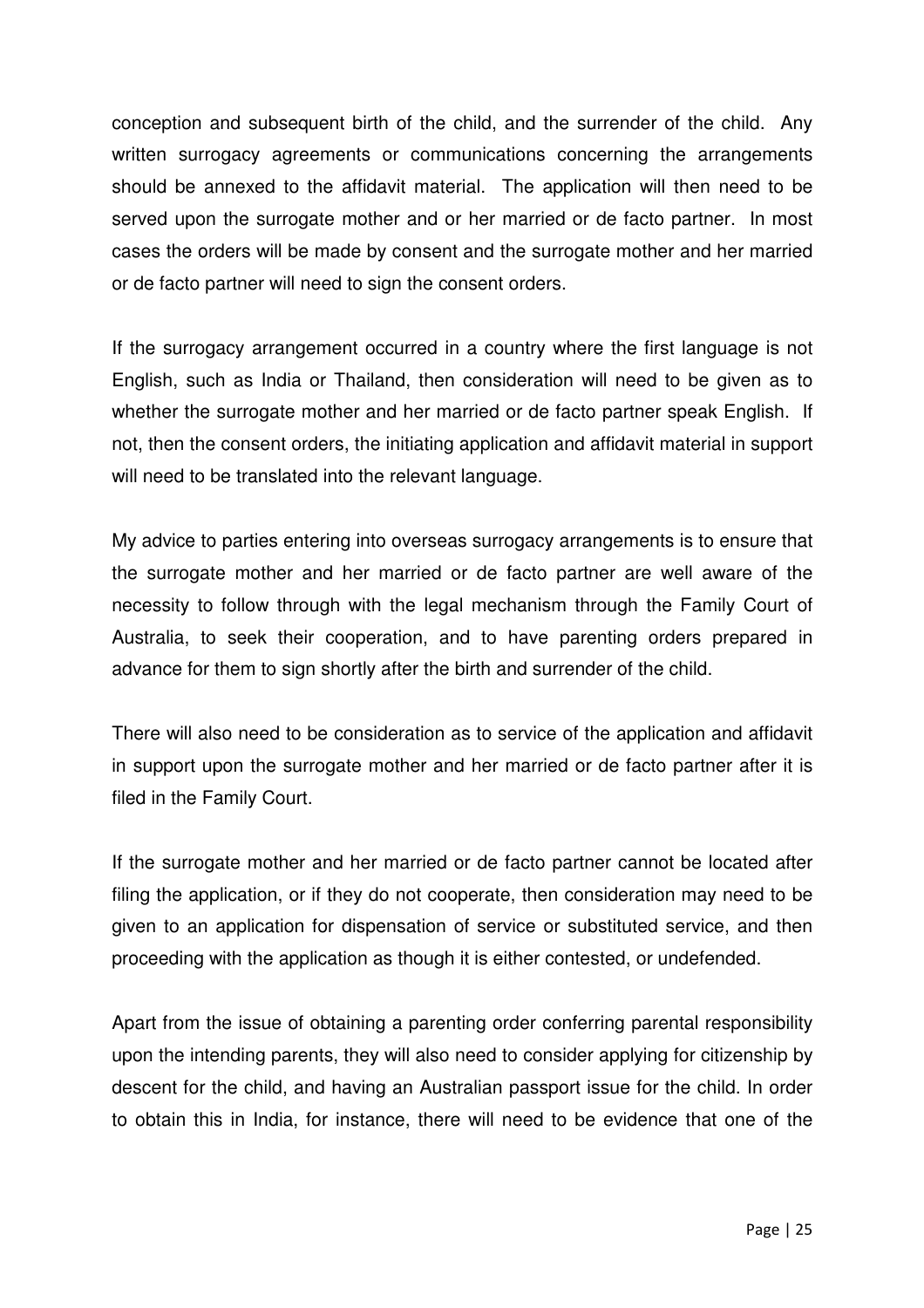conception and subsequent birth of the child, and the surrender of the child. Any written surrogacy agreements or communications concerning the arrangements should be annexed to the affidavit material. The application will then need to be served upon the surrogate mother and or her married or de facto partner. In most cases the orders will be made by consent and the surrogate mother and her married or de facto partner will need to sign the consent orders.

If the surrogacy arrangement occurred in a country where the first language is not English, such as India or Thailand, then consideration will need to be given as to whether the surrogate mother and her married or de facto partner speak English. If not, then the consent orders, the initiating application and affidavit material in support will need to be translated into the relevant language.

My advice to parties entering into overseas surrogacy arrangements is to ensure that the surrogate mother and her married or de facto partner are well aware of the necessity to follow through with the legal mechanism through the Family Court of Australia, to seek their cooperation, and to have parenting orders prepared in advance for them to sign shortly after the birth and surrender of the child.

There will also need to be consideration as to service of the application and affidavit in support upon the surrogate mother and her married or de facto partner after it is filed in the Family Court.

If the surrogate mother and her married or de facto partner cannot be located after filing the application, or if they do not cooperate, then consideration may need to be given to an application for dispensation of service or substituted service, and then proceeding with the application as though it is either contested, or undefended.

Apart from the issue of obtaining a parenting order conferring parental responsibility upon the intending parents, they will also need to consider applying for citizenship by descent for the child, and having an Australian passport issue for the child. In order to obtain this in India, for instance, there will need to be evidence that one of the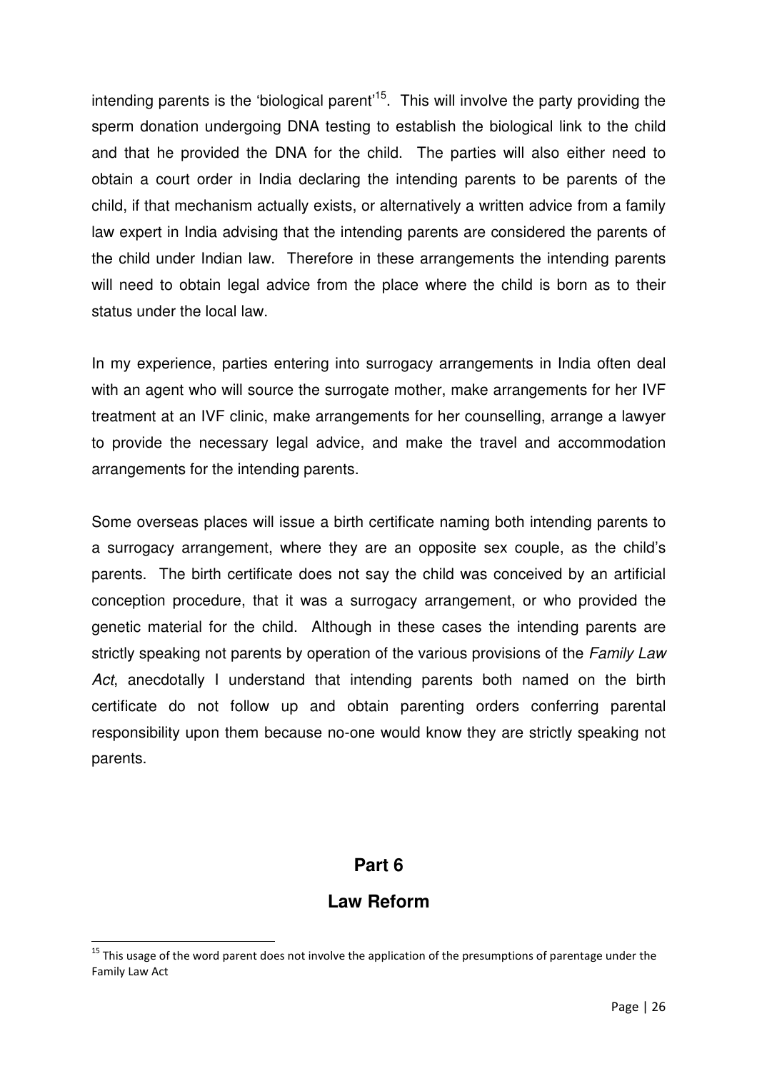intending parents is the 'biological parent'[15]. This will involve the party providing the sperm donation undergoing DNA testing to establish the biological link to the child and that he provided the DNA for the child. The parties will also either need to obtain a court order in India declaring the intending parents to be parents of the child, if that mechanism actually exists, or alternatively a written advice from a family law expert in India advising that the intending parents are considered the parents of the child under Indian law. Therefore in these arrangements the intending parents will need to obtain legal advice from the place where the child is born as to their status under the local law.

In my experience, parties entering into surrogacy arrangements in India often deal with an agent who will source the surrogate mother, make arrangements for her IVF treatment at an IVF clinic, make arrangements for her counselling, arrange a lawyer to provide the necessary legal advice, and make the travel and accommodation arrangements for the intending parents.

Some overseas places will issue a birth certificate naming both intending parents to a surrogacy arrangement, where they are an opposite sex couple, as the child's parents. The birth certificate does not say the child was conceived by an artificial conception procedure, that it was a surrogacy arrangement, or who provided the genetic material for the child. Although in these cases the intending parents are strictly speaking not parents by operation of the various provisions of the *Family Law Act*, anecdotally I understand that intending parents both named on the birth certificate do not follow up and obtain parenting orders conferring parental responsibility upon them because no-one would know they are strictly speaking not parents.

## Part 6

## Law Reform

[15] This usage of the word parent does not involve the application of the presumptions of parentage under the Family Law Act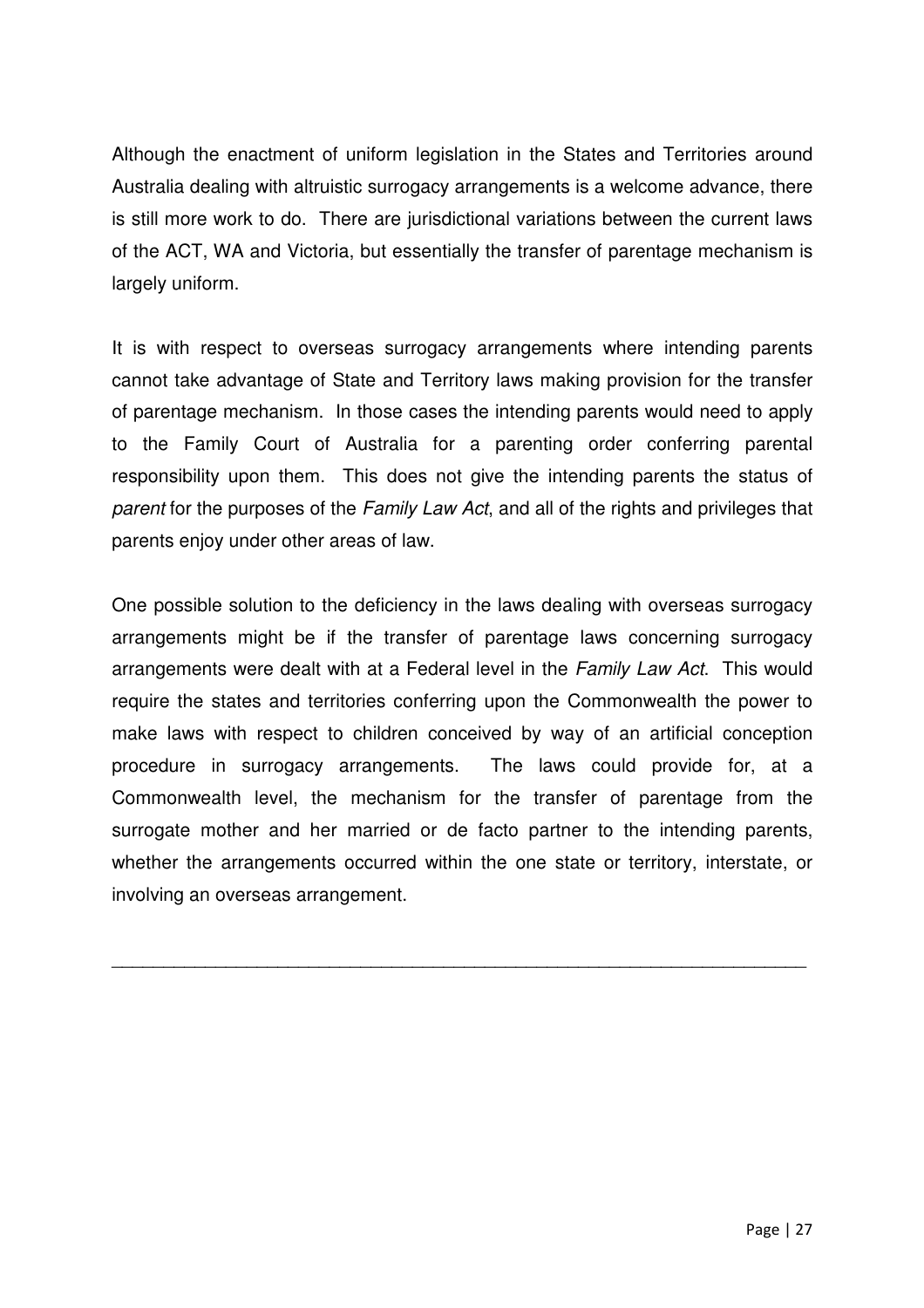Although the enactment of uniform legislation in the States and Territories around Australia dealing with altruistic surrogacy arrangements is a welcome advance, there is still more work to do. There are jurisdictional variations between the current laws of the ACT, WA and Victoria, but essentially the transfer of parentage mechanism is largely uniform.

It is with respect to overseas surrogacy arrangements where intending parents cannot take advantage of State and Territory laws making provision for the transfer of parentage mechanism. In those cases the intending parents would need to apply to the Family Court of Australia for a parenting order conferring parental responsibility upon them. This does not give the intending parents the status of *parent* for the purposes of the *Family Law Act*, and all of the rights and privileges that parents enjoy under other areas of law.

One possible solution to the deficiency in the laws dealing with overseas surrogacy arrangements might be if the transfer of parentage laws concerning surrogacy arrangements were dealt with at a Federal level in the *Family Law Act*. This would require the states and territories conferring upon the Commonwealth the power to make laws with respect to children conceived by way of an artificial conception procedure in surrogacy arrangements. The laws could provide for, at a Commonwealth level, the mechanism for the transfer of parentage from the surrogate mother and her married or de facto partner to the intending parents, whether the arrangements occurred within the one state or territory, interstate, or involving an overseas arrangement.

---